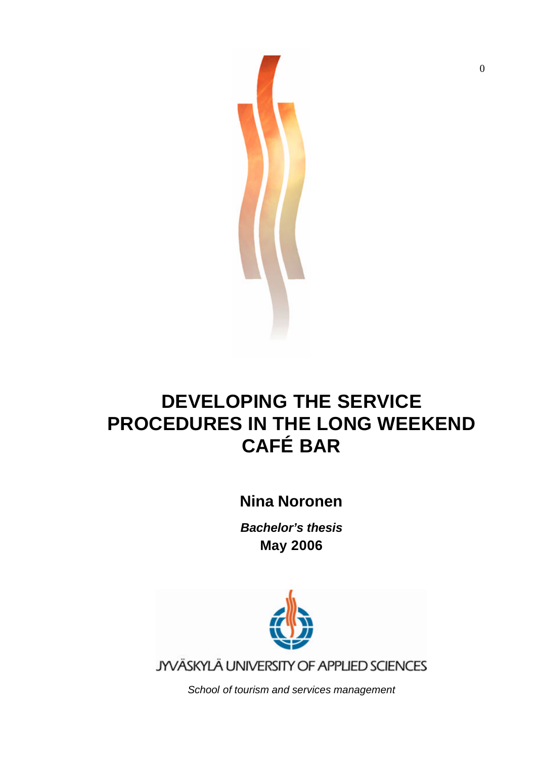# DEVELOPING THE SERVICE PROCEDURES IN THE LONG WEEKEND CAFÉ BAR

**Nina Noronen**

***Bachelor's thesis***

**May 2006**

JYVÄSKYLÄ UNIVERSITY OF APPLIED SCIENCES

*School of tourism and services management*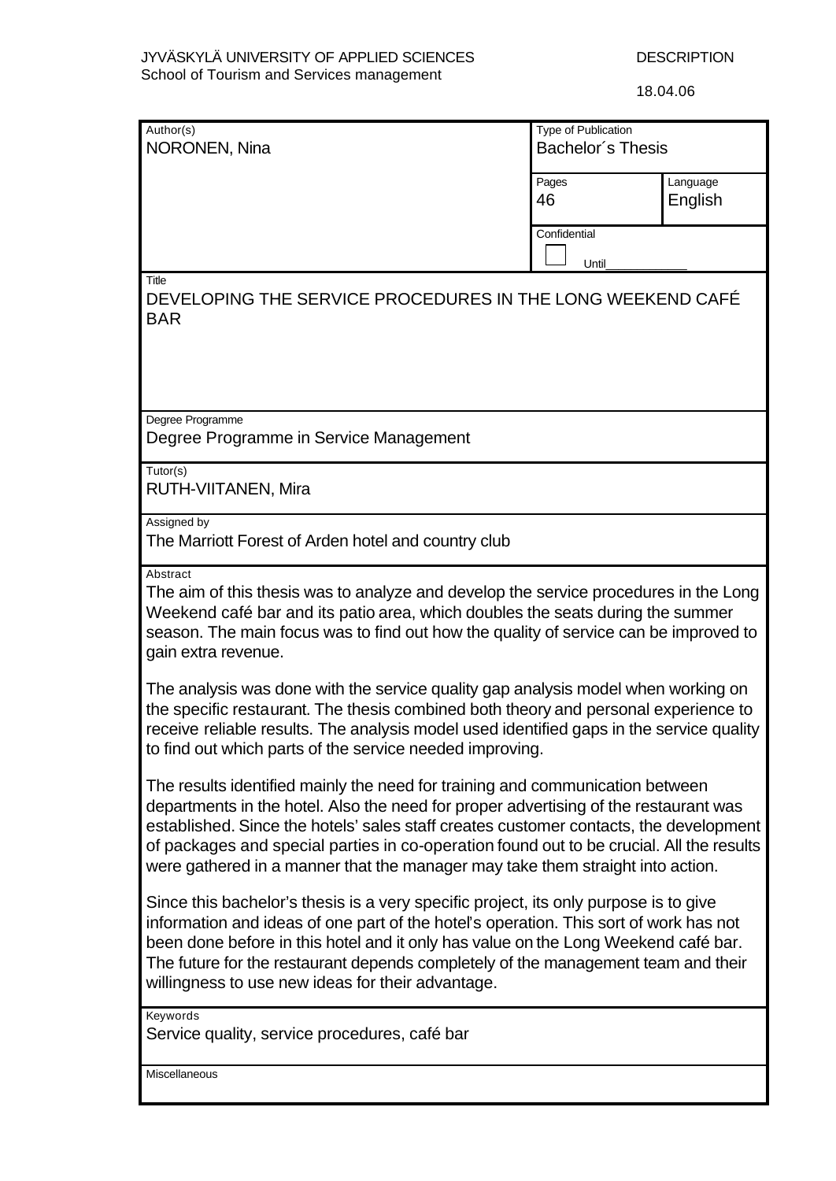JYVÄSKYLÄ UNIVERSITY OF APPLIED SCIENCES
School of Tourism and Services management

DESCRIPTION

18.04.06

| Author(s) | Type of Publication | |
|---|---|---|
| NORONEN, Nina | Bachelor´s Thesis | |
| | Pages: 46 | Language: English |
| | Confidential ☐ Until_____________ | |

**Title**
DEVELOPING THE SERVICE PROCEDURES IN THE LONG WEEKEND CAFÉ BAR

**Degree Programme**
Degree Programme in Service Management

**Tutor(s)**
RUTH-VIITANEN, Mira

**Assigned by**
The Marriott Forest of Arden hotel and country club

**Abstract**

The aim of this thesis was to analyze and develop the service procedures in the Long Weekend café bar and its patio area, which doubles the seats during the summer season. The main focus was to find out how the quality of service can be improved to gain extra revenue.

The analysis was done with the service quality gap analysis model when working on the specific restaurant. The thesis combined both theory and personal experience to receive reliable results. The analysis model used identified gaps in the service quality to find out which parts of the service needed improving.

The results identified mainly the need for training and communication between departments in the hotel. Also the need for proper advertising of the restaurant was established. Since the hotels' sales staff creates customer contacts, the development of packages and special parties in co-operation found out to be crucial. All the results were gathered in a manner that the manager may take them straight into action.

Since this bachelor's thesis is a very specific project, its only purpose is to give information and ideas of one part of the hotel's operation. This sort of work has not been done before in this hotel and it only has value on the Long Weekend café bar. The future for the restaurant depends completely of the management team and their willingness to use new ideas for their advantage.

**Keywords**
Service quality, service procedures, café bar

**Miscellaneous**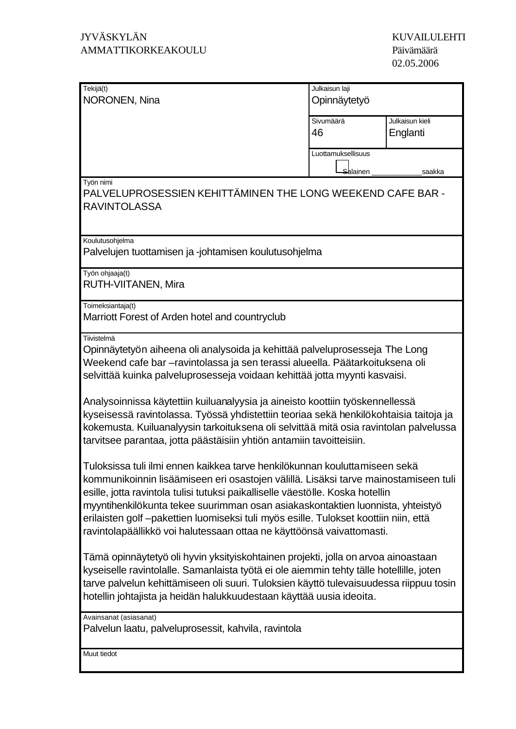JYVÄSKYLÄN AMMATTIKORKEAKOULU

KUVAILULEHTI
Päivämäärä
02.05.2006

| Tekijä(t) | Julkaisun laji | |
|---|---|---|
| NORONEN, Nina | Opinnäytetyö | |
| | Sivumäärä<br>46 | Julkaisun kieli<br>Englanti |
| | Luottamuksellisuus<br>☐ Salainen ____________saakka | |

Työn nimi
PALVELUPROSESSIEN KEHITTÄMINEN THE LONG WEEKEND CAFE BAR -RAVINTOLASSA

Koulutusohjelma
Palvelujen tuottamisen ja -johtamisen koulutusohjelma

Työn ohjaaja(t)
RUTH-VIITANEN, Mira

Toimeksiantaja(t)
Marriott Forest of Arden hotel and countryclub

Tiivistelmä

Opinnäytetyön aiheena oli analysoida ja kehittää palveluprosesseja The Long Weekend cafe bar –ravintolassa ja sen terassi alueella. Päätarkoituksena oli selvittää kuinka palveluprosesseja voidaan kehittää jotta myynti kasvaisi.

Analysoinnissa käytettiin kuiluanalyysia ja aineisto koottiin työskennellessä kyseisessä ravintolassa. Työssä yhdistettiin teoriaa sekä henkilökohtaisia taitoja ja kokemusta. Kuiluanalyysin tarkoituksena oli selvittää mitä osia ravintolan palvelussa tarvitsee parantaa, jotta päästäisiin yhtiön antamiin tavoitteisiin.

Tuloksissa tuli ilmi ennen kaikkea tarve henkilökunnan kouluttamiseen sekä kommunikoinnin lisäämiseen eri osastojen välillä. Lisäksi tarve mainostamiseen tuli esille, jotta ravintola tulisi tutuksi paikalliselle väestölle. Koska hotellin myyntihenkilökunta tekee suurimman osan asiakaskontaktien luonnista, yhteistyö erilaisten golf –pakettien luomiseksi tuli myös esille. Tulokset koottiin niin, että ravintolapäällikkö voi halutessaan ottaa ne käyttöönsä vaivattomasti.

Tämä opinnäytetyö oli hyvin yksityiskohtainen projekti, jolla on arvoa ainoastaan kyseiselle ravintolalle. Samanlaista työtä ei ole aiemmin tehty tälle hotellille, joten tarve palvelun kehittämiseen oli suuri. Tuloksien käyttö tulevaisuudessa riippuu tosin hotellin johtajista ja heidän halukkuudestaan käyttää uusia ideoita.

Avainsanat (asiasanat)
Palvelun laatu, palveluprosessit, kahvila, ravintola

Muut tiedot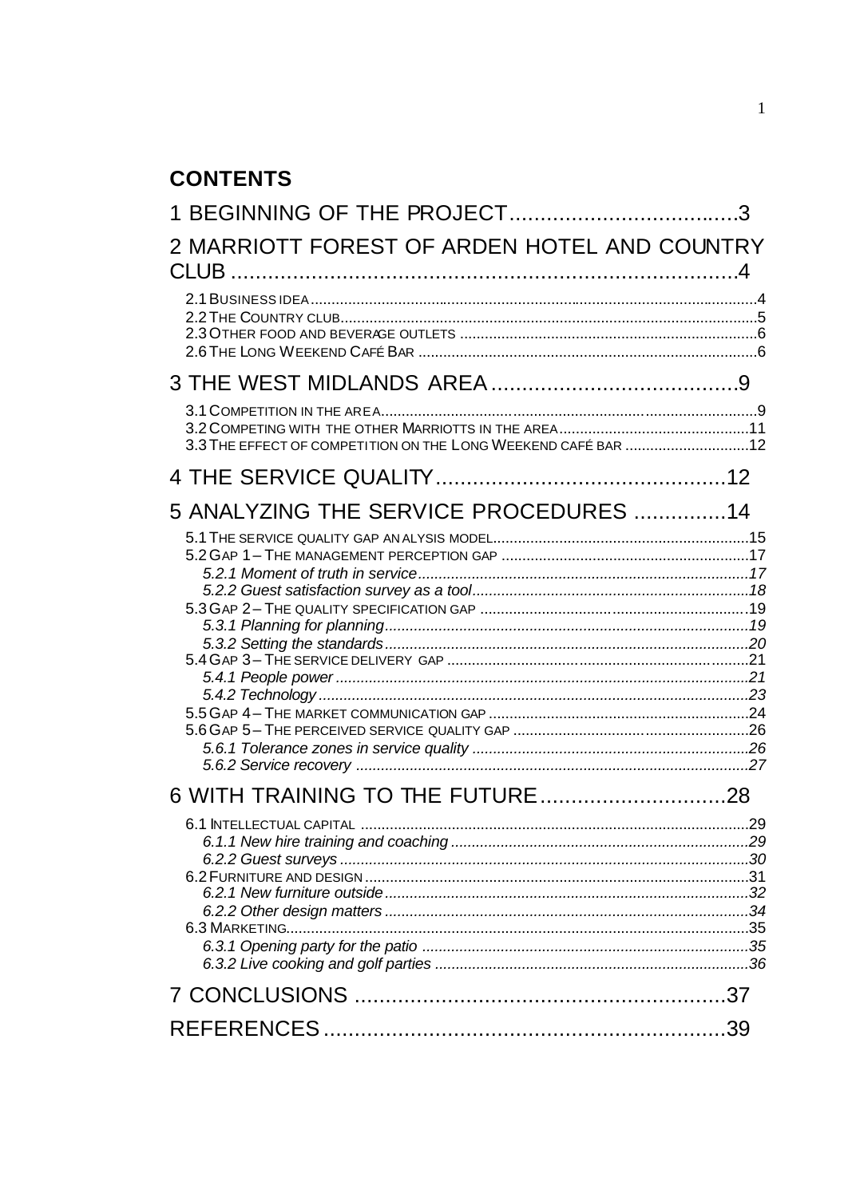# CONTENTS

1 BEGINNING OF THE PROJECT......................................3

2 MARRIOTT FOREST OF ARDEN HOTEL AND COUNTRY CLUB ....................................................................................4

- 2.1 BUSINESS IDEA......................................................................................................4
- 2.2 THE COUNTRY CLUB..............................................................................................5
- 2.3 OTHER FOOD AND BEVERAGE OUTLETS ..................................................................6
- 2.6 THE LONG WEEKEND CAFÉ BAR ............................................................................6

3 THE WEST MIDLANDS AREA .......................................9

- 3.1 COMPETITION IN THE AREA.....................................................................................9
- 3.2 COMPETING WITH THE OTHER MARRIOTTS IN THE AREA ..........................................11
- 3.3 THE EFFECT OF COMPETITION ON THE LONG WEEKEND CAFÉ BAR ...........................12

4 THE SERVICE QUALITY...............................................12

5 ANALYZING THE SERVICE PROCEDURES ...............14

- 5.1 THE SERVICE QUALITY GAP ANALYSIS MODEL...........................................................15
- 5.2 GAP 1 – THE MANAGEMENT PERCEPTION GAP ..........................................................17
  - *5.2.1 Moment of truth in service*..............................................................................17
  - *5.2.2 Guest satisfaction survey as a tool*.................................................................18
- 5.3 GAP 2 – THE QUALITY SPECIFICATION GAP .............................................................19
  - *5.3.1 Planning for planning*.....................................................................................19
  - *5.3.2 Setting the standards*.....................................................................................20
- 5.4 GAP 3 – THE SERVICE DELIVERY GAP .....................................................................21
  - *5.4.1 People power* ................................................................................................21
  - *5.4.2 Technology* ....................................................................................................23
- 5.5 GAP 4 – THE MARKET COMMUNICATION GAP ...........................................................24
- 5.6 GAP 5 – THE PERCEIVED SERVICE QUALITY GAP ......................................................26
  - *5.6.1 Tolerance zones in service quality* ................................................................26
  - *5.6.2 Service recovery* ............................................................................................27

6 WITH TRAINING TO THE FUTURE..............................28

- 6.1 INTELLECTUAL CAPITAL ..........................................................................................29
  - *6.1.1 New hire training and coaching*......................................................................29
  - *6.2.2 Guest surveys* ................................................................................................30
- 6.2 FURNITURE AND DESIGN ..........................................................................................31
  - *6.2.1 New furniture outside*......................................................................................32
  - *6.2.2 Other design matters* ......................................................................................34
- 6.3 MARKETING.............................................................................................................35
  - *6.3.1 Opening party for the patio* ............................................................................35
  - *6.3.2 Live cooking and golf parties* .........................................................................36

7 CONCLUSIONS ............................................................37

REFERENCES.................................................................39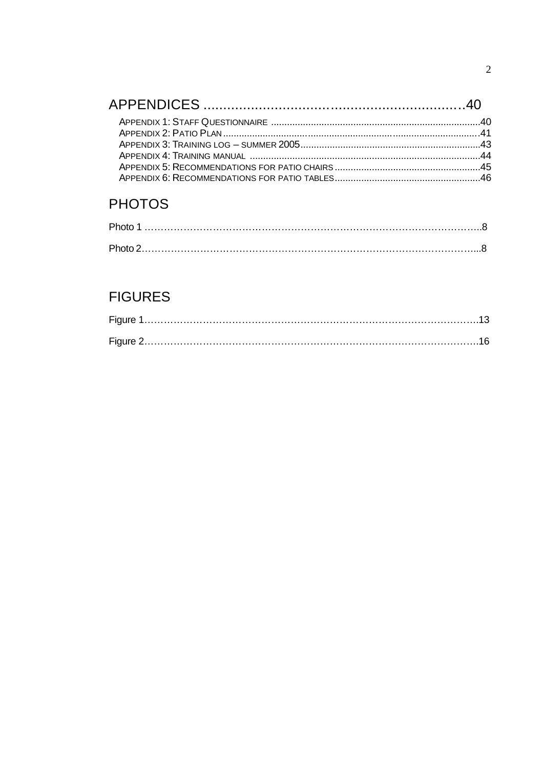# APPENDICES ....................................................................40

APPENDIX 1: STAFF QUESTIONNAIRE ..............................................................................40
APPENDIX 2: PATIO PLAN ...........................................................................................41
APPENDIX 3: TRAINING LOG – SUMMER 2005.....................................................................43
APPENDIX 4: TRAINING MANUAL ..................................................................................44
APPENDIX 5: RECOMMENDATIONS FOR PATIO CHAIRS .......................................................45
APPENDIX 6: RECOMMENDATIONS FOR PATIO TABLES.......................................................46

# PHOTOS

Photo 1 …………………………………………………………………………………………….8

Photo 2…………………………………………………………………………………………...8

# FIGURES

Figure 1……………………………………………………………………………………………13

Figure 2……………………………………………………………………………………………16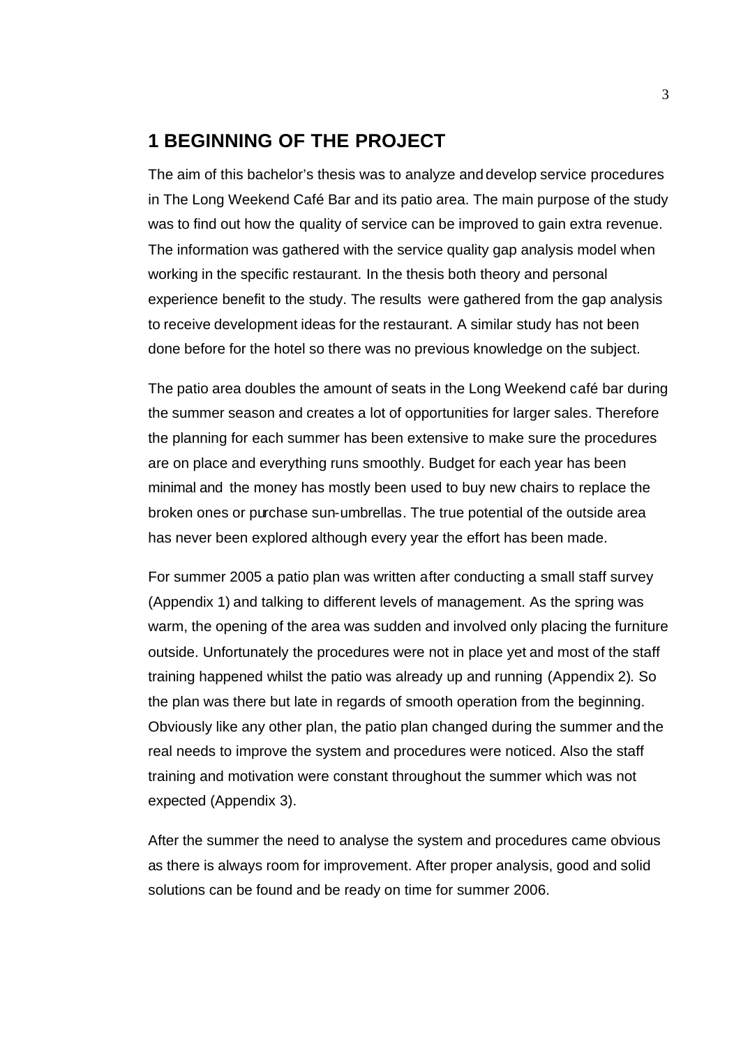# 1 BEGINNING OF THE PROJECT

The aim of this bachelor's thesis was to analyze and develop service procedures in The Long Weekend Café Bar and its patio area. The main purpose of the study was to find out how the quality of service can be improved to gain extra revenue. The information was gathered with the service quality gap analysis model when working in the specific restaurant. In the thesis both theory and personal experience benefit to the study. The results were gathered from the gap analysis to receive development ideas for the restaurant. A similar study has not been done before for the hotel so there was no previous knowledge on the subject.

The patio area doubles the amount of seats in the Long Weekend café bar during the summer season and creates a lot of opportunities for larger sales. Therefore the planning for each summer has been extensive to make sure the procedures are on place and everything runs smoothly. Budget for each year has been minimal and the money has mostly been used to buy new chairs to replace the broken ones or purchase sun-umbrellas. The true potential of the outside area has never been explored although every year the effort has been made.

For summer 2005 a patio plan was written after conducting a small staff survey (Appendix 1) and talking to different levels of management. As the spring was warm, the opening of the area was sudden and involved only placing the furniture outside. Unfortunately the procedures were not in place yet and most of the staff training happened whilst the patio was already up and running (Appendix 2). So the plan was there but late in regards of smooth operation from the beginning. Obviously like any other plan, the patio plan changed during the summer and the real needs to improve the system and procedures were noticed. Also the staff training and motivation were constant throughout the summer which was not expected (Appendix 3).

After the summer the need to analyse the system and procedures came obvious as there is always room for improvement. After proper analysis, good and solid solutions can be found and be ready on time for summer 2006.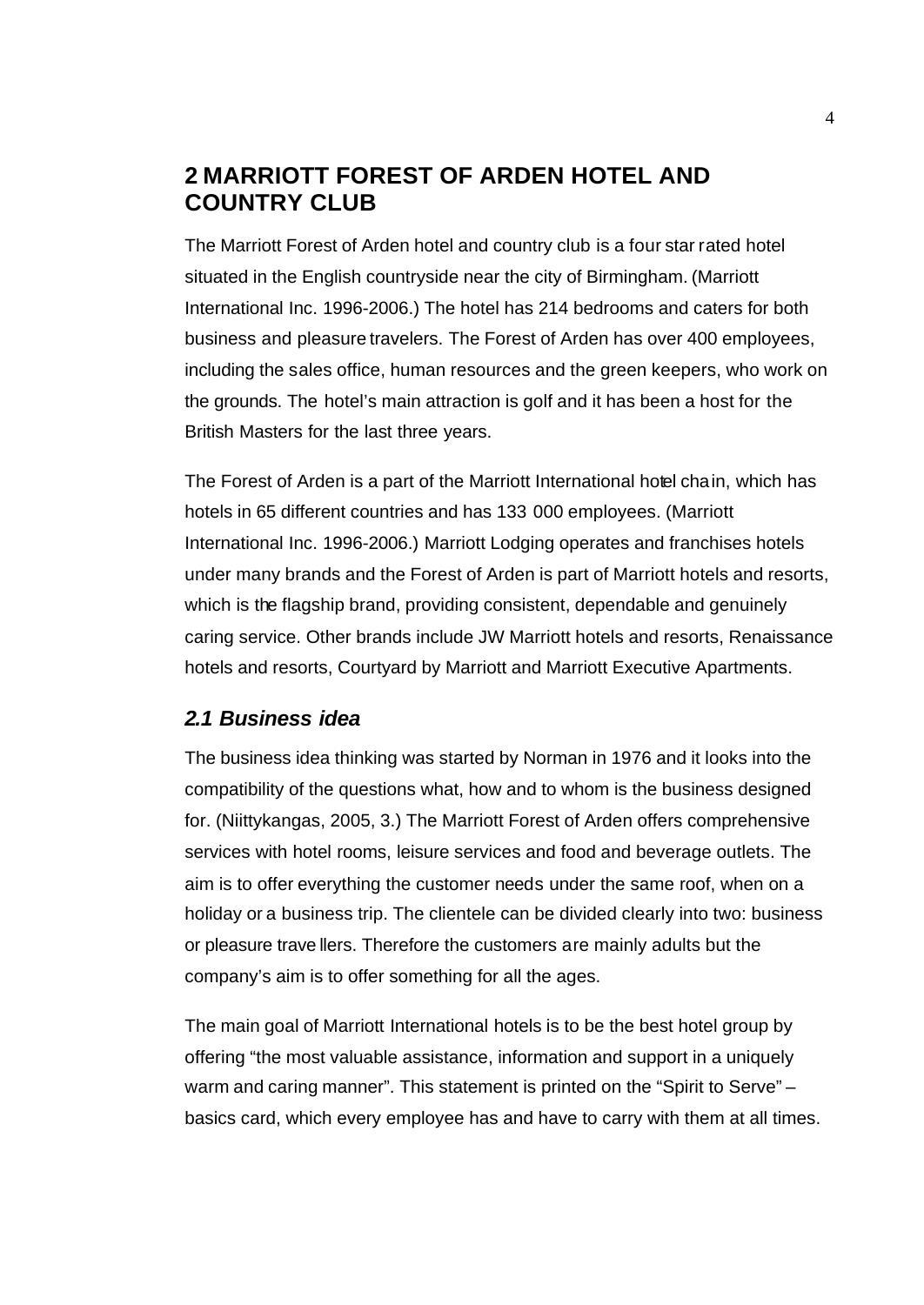# 2 MARRIOTT FOREST OF ARDEN HOTEL AND COUNTRY CLUB

The Marriott Forest of Arden hotel and country club is a four star rated hotel situated in the English countryside near the city of Birmingham. (Marriott International Inc. 1996-2006.) The hotel has 214 bedrooms and caters for both business and pleasure travelers. The Forest of Arden has over 400 employees, including the sales office, human resources and the green keepers, who work on the grounds. The hotel's main attraction is golf and it has been a host for the British Masters for the last three years.

The Forest of Arden is a part of the Marriott International hotel chain, which has hotels in 65 different countries and has 133 000 employees. (Marriott International Inc. 1996-2006.) Marriott Lodging operates and franchises hotels under many brands and the Forest of Arden is part of Marriott hotels and resorts, which is the flagship brand, providing consistent, dependable and genuinely caring service. Other brands include JW Marriott hotels and resorts, Renaissance hotels and resorts, Courtyard by Marriott and Marriott Executive Apartments.

## *2.1 Business idea*

The business idea thinking was started by Norman in 1976 and it looks into the compatibility of the questions what, how and to whom is the business designed for. (Niittykangas, 2005, 3.) The Marriott Forest of Arden offers comprehensive services with hotel rooms, leisure services and food and beverage outlets. The aim is to offer everything the customer needs under the same roof, when on a holiday or a business trip. The clientele can be divided clearly into two: business or pleasure travellers. Therefore the customers are mainly adults but the company's aim is to offer something for all the ages.

The main goal of Marriott International hotels is to be the best hotel group by offering "the most valuable assistance, information and support in a uniquely warm and caring manner". This statement is printed on the "Spirit to Serve" – basics card, which every employee has and have to carry with them at all times.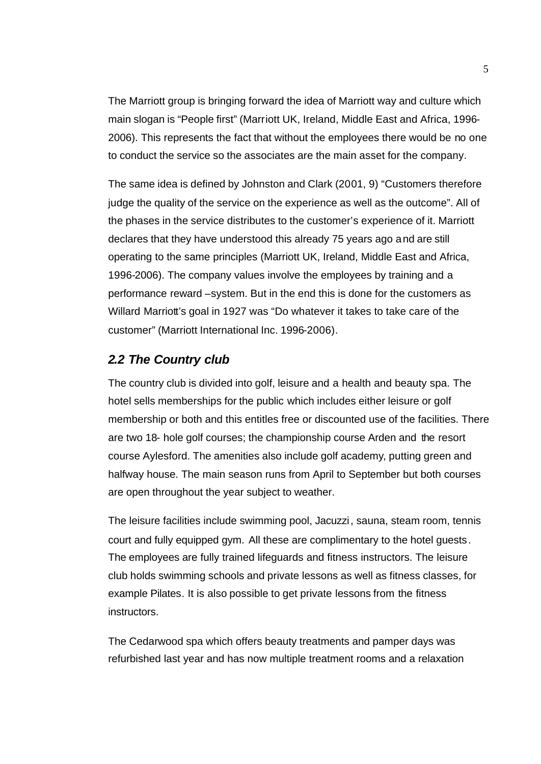The Marriott group is bringing forward the idea of Marriott way and culture which main slogan is "People first" (Marriott UK, Ireland, Middle East and Africa, 1996-2006). This represents the fact that without the employees there would be no one to conduct the service so the associates are the main asset for the company.

The same idea is defined by Johnston and Clark (2001, 9) "Customers therefore judge the quality of the service on the experience as well as the outcome". All of the phases in the service distributes to the customer's experience of it. Marriott declares that they have understood this already 75 years ago and are still operating to the same principles (Marriott UK, Ireland, Middle East and Africa, 1996-2006). The company values involve the employees by training and a performance reward –system. But in the end this is done for the customers as Willard Marriott's goal in 1927 was "Do whatever it takes to take care of the customer" (Marriott International Inc. 1996-2006).

## *2.2 The Country club*

The country club is divided into golf, leisure and a health and beauty spa. The hotel sells memberships for the public which includes either leisure or golf membership or both and this entitles free or discounted use of the facilities. There are two 18- hole golf courses; the championship course Arden and the resort course Aylesford. The amenities also include golf academy, putting green and halfway house. The main season runs from April to September but both courses are open throughout the year subject to weather.

The leisure facilities include swimming pool, Jacuzzi, sauna, steam room, tennis court and fully equipped gym. All these are complimentary to the hotel guests. The employees are fully trained lifeguards and fitness instructors. The leisure club holds swimming schools and private lessons as well as fitness classes, for example Pilates. It is also possible to get private lessons from the fitness instructors.

The Cedarwood spa which offers beauty treatments and pamper days was refurbished last year and has now multiple treatment rooms and a relaxation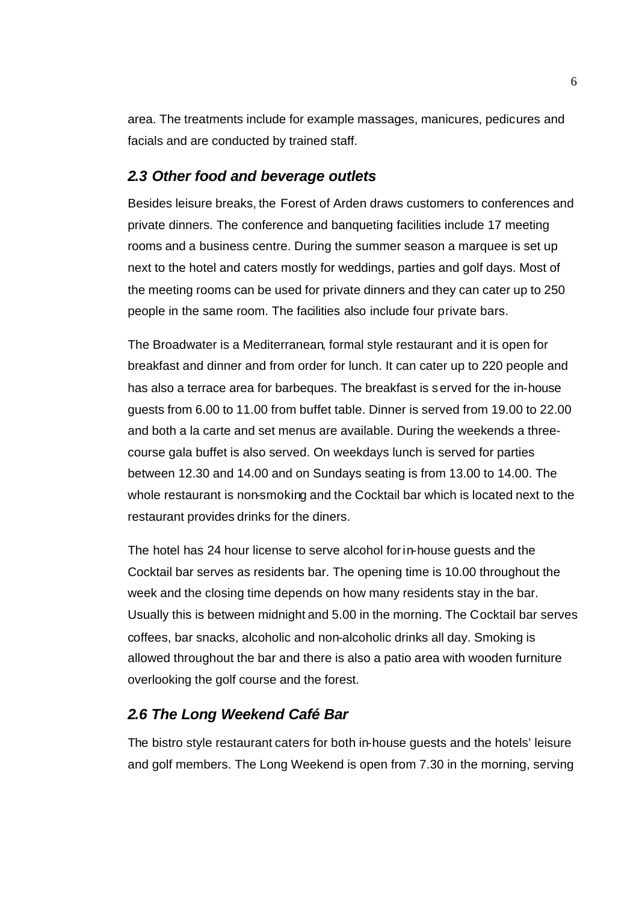area. The treatments include for example massages, manicures, pedicures and facials and are conducted by trained staff.

## *2.3 Other food and beverage outlets*

Besides leisure breaks, the Forest of Arden draws customers to conferences and private dinners. The conference and banqueting facilities include 17 meeting rooms and a business centre. During the summer season a marquee is set up next to the hotel and caters mostly for weddings, parties and golf days. Most of the meeting rooms can be used for private dinners and they can cater up to 250 people in the same room. The facilities also include four private bars.

The Broadwater is a Mediterranean, formal style restaurant and it is open for breakfast and dinner and from order for lunch. It can cater up to 220 people and has also a terrace area for barbeques. The breakfast is served for the in-house guests from 6.00 to 11.00 from buffet table. Dinner is served from 19.00 to 22.00 and both a la carte and set menus are available. During the weekends a three-course gala buffet is also served. On weekdays lunch is served for parties between 12.30 and 14.00 and on Sundays seating is from 13.00 to 14.00. The whole restaurant is non-smoking and the Cocktail bar which is located next to the restaurant provides drinks for the diners.

The hotel has 24 hour license to serve alcohol for in-house guests and the Cocktail bar serves as residents bar. The opening time is 10.00 throughout the week and the closing time depends on how many residents stay in the bar. Usually this is between midnight and 5.00 in the morning. The Cocktail bar serves coffees, bar snacks, alcoholic and non-alcoholic drinks all day. Smoking is allowed throughout the bar and there is also a patio area with wooden furniture overlooking the golf course and the forest.

## *2.6 The Long Weekend Café Bar*

The bistro style restaurant caters for both in-house guests and the hotels' leisure and golf members. The Long Weekend is open from 7.30 in the morning, serving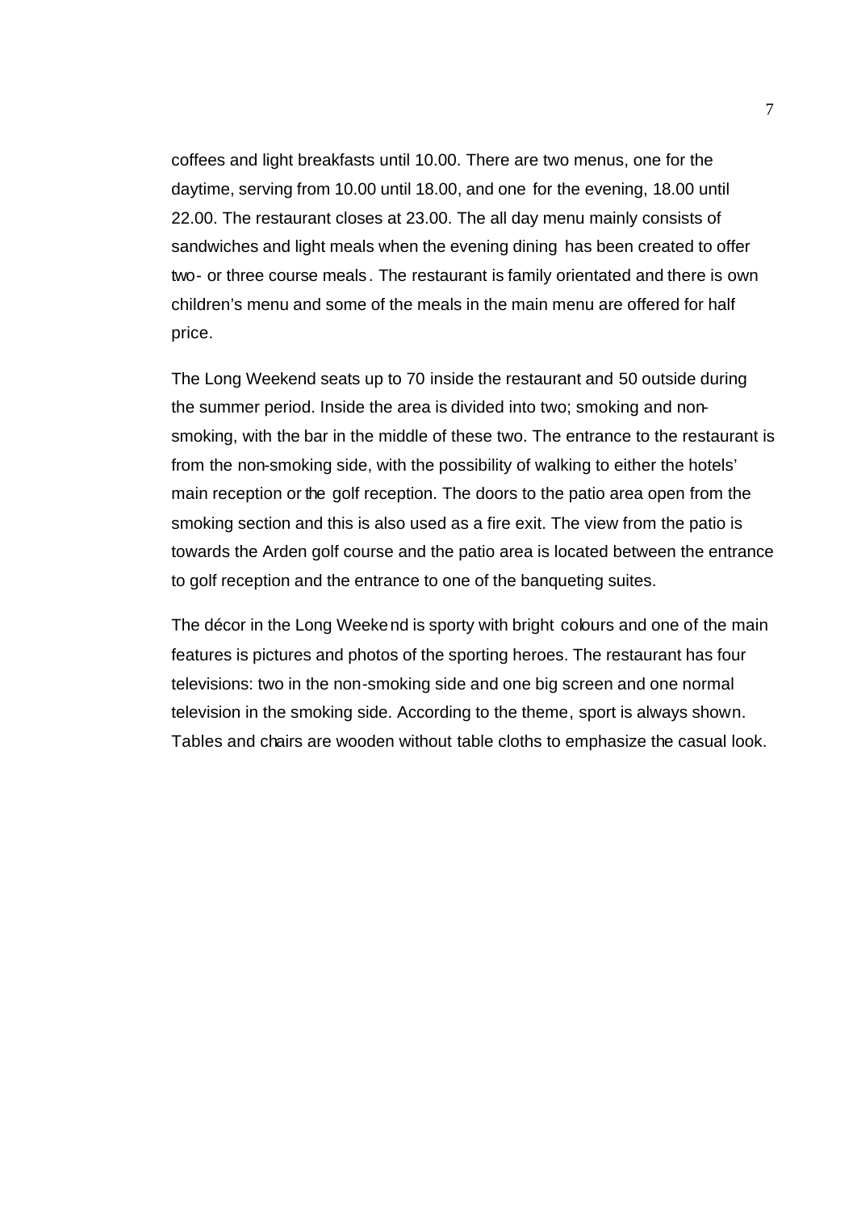coffees and light breakfasts until 10.00. There are two menus, one for the daytime, serving from 10.00 until 18.00, and one for the evening, 18.00 until 22.00. The restaurant closes at 23.00. The all day menu mainly consists of sandwiches and light meals when the evening dining has been created to offer two- or three course meals. The restaurant is family orientated and there is own children's menu and some of the meals in the main menu are offered for half price.

The Long Weekend seats up to 70 inside the restaurant and 50 outside during the summer period. Inside the area is divided into two; smoking and non-smoking, with the bar in the middle of these two. The entrance to the restaurant is from the non-smoking side, with the possibility of walking to either the hotels' main reception or the golf reception. The doors to the patio area open from the smoking section and this is also used as a fire exit. The view from the patio is towards the Arden golf course and the patio area is located between the entrance to golf reception and the entrance to one of the banqueting suites.

The décor in the Long Weekend is sporty with bright colours and one of the main features is pictures and photos of the sporting heroes. The restaurant has four televisions: two in the non-smoking side and one big screen and one normal television in the smoking side. According to the theme, sport is always shown. Tables and chairs are wooden without table cloths to emphasize the casual look.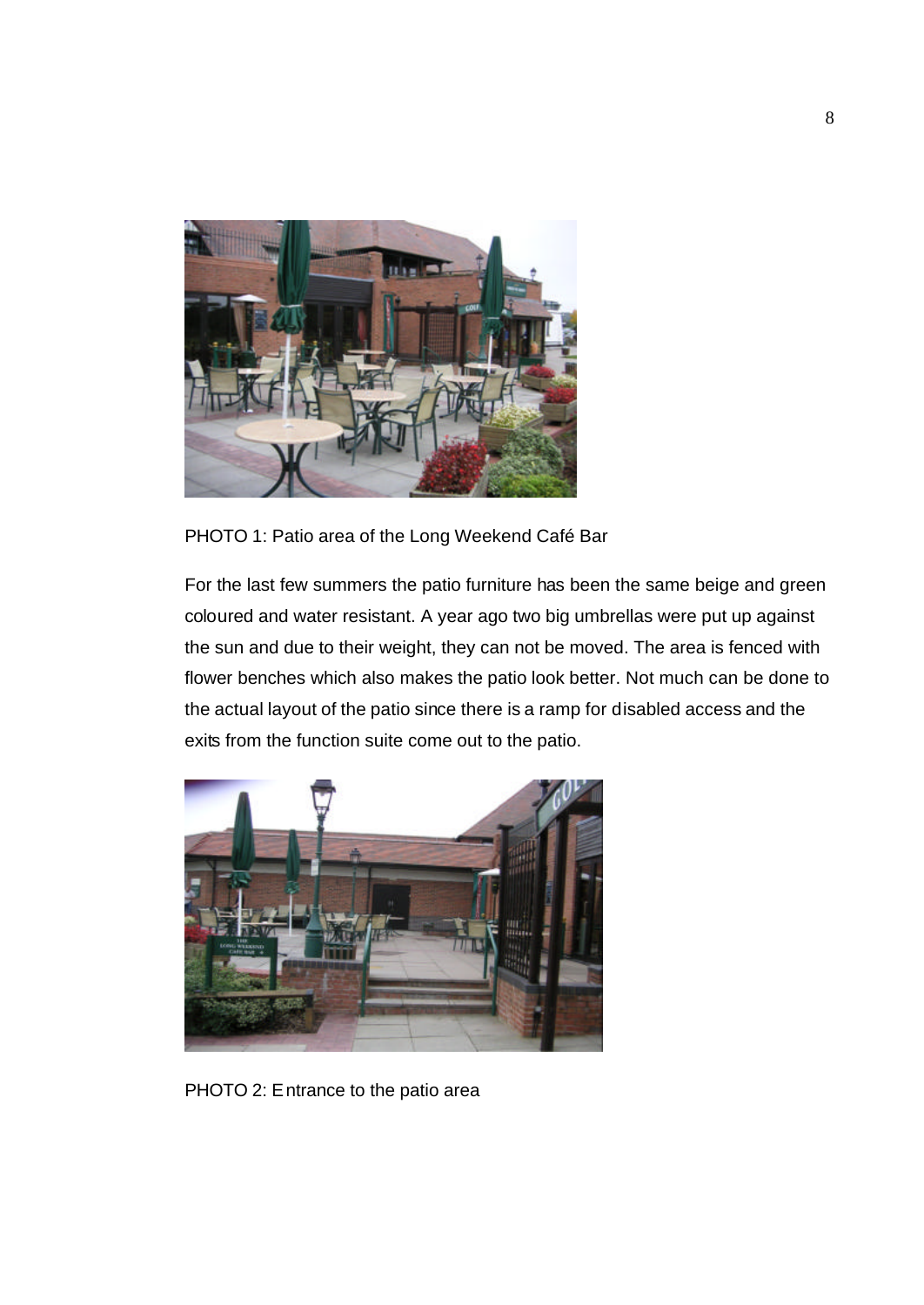PHOTO 1: Patio area of the Long Weekend Café Bar

For the last few summers the patio furniture has been the same beige and green coloured and water resistant. A year ago two big umbrellas were put up against the sun and due to their weight, they can not be moved. The area is fenced with flower benches which also makes the patio look better. Not much can be done to the actual layout of the patio since there is a ramp for disabled access and the exits from the function suite come out to the patio.

PHOTO 2: Entrance to the patio area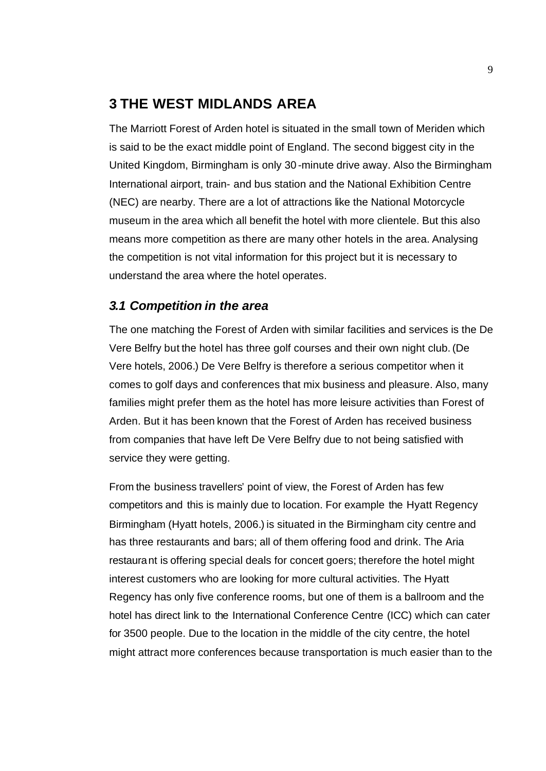## 3 THE WEST MIDLANDS AREA

The Marriott Forest of Arden hotel is situated in the small town of Meriden which is said to be the exact middle point of England. The second biggest city in the United Kingdom, Birmingham is only 30-minute drive away. Also the Birmingham International airport, train- and bus station and the National Exhibition Centre (NEC) are nearby. There are a lot of attractions like the National Motorcycle museum in the area which all benefit the hotel with more clientele. But this also means more competition as there are many other hotels in the area. Analysing the competition is not vital information for this project but it is necessary to understand the area where the hotel operates.

### *3.1 Competition in the area*

The one matching the Forest of Arden with similar facilities and services is the De Vere Belfry but the hotel has three golf courses and their own night club. (De Vere hotels, 2006.) De Vere Belfry is therefore a serious competitor when it comes to golf days and conferences that mix business and pleasure. Also, many families might prefer them as the hotel has more leisure activities than Forest of Arden. But it has been known that the Forest of Arden has received business from companies that have left De Vere Belfry due to not being satisfied with service they were getting.

From the business travellers' point of view, the Forest of Arden has few competitors and this is mainly due to location. For example the Hyatt Regency Birmingham (Hyatt hotels, 2006.) is situated in the Birmingham city centre and has three restaurants and bars; all of them offering food and drink. The Aria restaurant is offering special deals for concert goers; therefore the hotel might interest customers who are looking for more cultural activities. The Hyatt Regency has only five conference rooms, but one of them is a ballroom and the hotel has direct link to the International Conference Centre (ICC) which can cater for 3500 people. Due to the location in the middle of the city centre, the hotel might attract more conferences because transportation is much easier than to the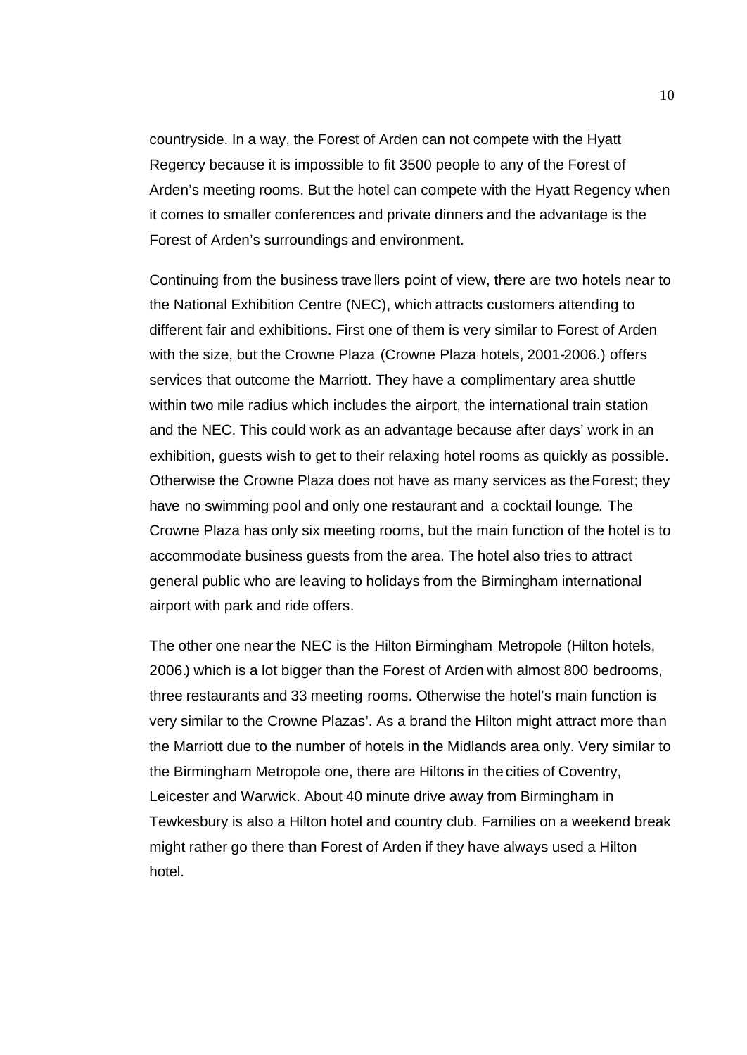countryside. In a way, the Forest of Arden can not compete with the Hyatt Regency because it is impossible to fit 3500 people to any of the Forest of Arden's meeting rooms. But the hotel can compete with the Hyatt Regency when it comes to smaller conferences and private dinners and the advantage is the Forest of Arden's surroundings and environment.

Continuing from the business travellers point of view, there are two hotels near to the National Exhibition Centre (NEC), which attracts customers attending to different fair and exhibitions. First one of them is very similar to Forest of Arden with the size, but the Crowne Plaza (Crowne Plaza hotels, 2001-2006.) offers services that outcome the Marriott. They have a complimentary area shuttle within two mile radius which includes the airport, the international train station and the NEC. This could work as an advantage because after days' work in an exhibition, guests wish to get to their relaxing hotel rooms as quickly as possible. Otherwise the Crowne Plaza does not have as many services as the Forest; they have no swimming pool and only one restaurant and a cocktail lounge. The Crowne Plaza has only six meeting rooms, but the main function of the hotel is to accommodate business guests from the area. The hotel also tries to attract general public who are leaving to holidays from the Birmingham international airport with park and ride offers.

The other one near the NEC is the Hilton Birmingham Metropole (Hilton hotels, 2006.) which is a lot bigger than the Forest of Arden with almost 800 bedrooms, three restaurants and 33 meeting rooms. Otherwise the hotel's main function is very similar to the Crowne Plazas'. As a brand the Hilton might attract more than the Marriott due to the number of hotels in the Midlands area only. Very similar to the Birmingham Metropole one, there are Hiltons in the cities of Coventry, Leicester and Warwick. About 40 minute drive away from Birmingham in Tewkesbury is also a Hilton hotel and country club. Families on a weekend break might rather go there than Forest of Arden if they have always used a Hilton hotel.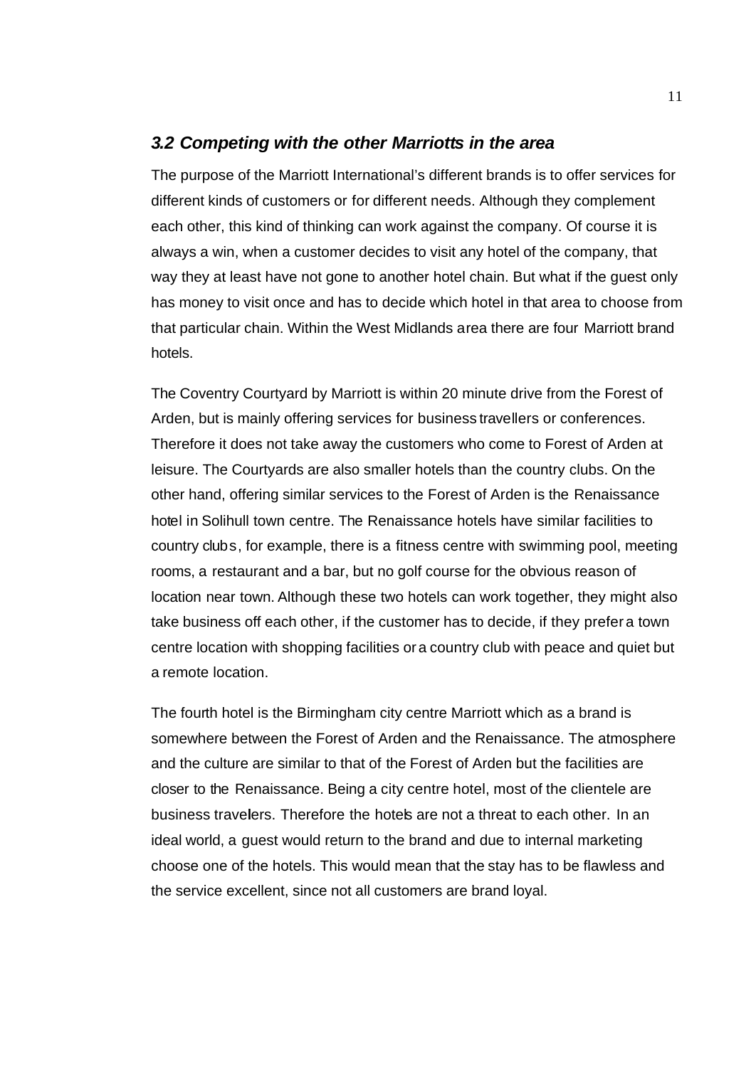### *3.2 Competing with the other Marriotts in the area*

The purpose of the Marriott International's different brands is to offer services for different kinds of customers or for different needs. Although they complement each other, this kind of thinking can work against the company. Of course it is always a win, when a customer decides to visit any hotel of the company, that way they at least have not gone to another hotel chain. But what if the guest only has money to visit once and has to decide which hotel in that area to choose from that particular chain. Within the West Midlands area there are four Marriott brand hotels.

The Coventry Courtyard by Marriott is within 20 minute drive from the Forest of Arden, but is mainly offering services for business travellers or conferences. Therefore it does not take away the customers who come to Forest of Arden at leisure. The Courtyards are also smaller hotels than the country clubs. On the other hand, offering similar services to the Forest of Arden is the Renaissance hotel in Solihull town centre. The Renaissance hotels have similar facilities to country clubs, for example, there is a fitness centre with swimming pool, meeting rooms, a restaurant and a bar, but no golf course for the obvious reason of location near town. Although these two hotels can work together, they might also take business off each other, if the customer has to decide, if they prefer a town centre location with shopping facilities or a country club with peace and quiet but a remote location.

The fourth hotel is the Birmingham city centre Marriott which as a brand is somewhere between the Forest of Arden and the Renaissance. The atmosphere and the culture are similar to that of the Forest of Arden but the facilities are closer to the Renaissance. Being a city centre hotel, most of the clientele are business travellers. Therefore the hotels are not a threat to each other. In an ideal world, a guest would return to the brand and due to internal marketing choose one of the hotels. This would mean that the stay has to be flawless and the service excellent, since not all customers are brand loyal.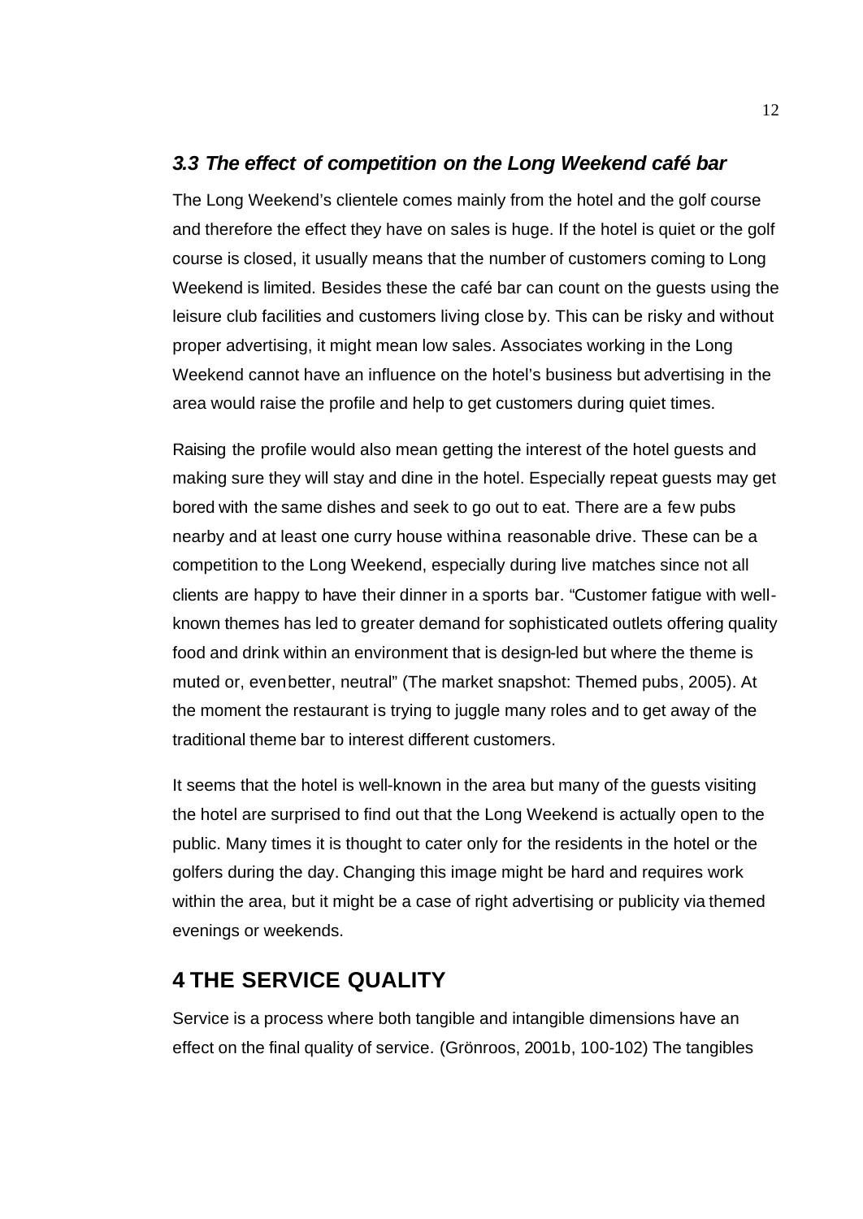### *3.3 The effect of competition on the Long Weekend café bar*

The Long Weekend's clientele comes mainly from the hotel and the golf course and therefore the effect they have on sales is huge. If the hotel is quiet or the golf course is closed, it usually means that the number of customers coming to Long Weekend is limited. Besides these the café bar can count on the guests using the leisure club facilities and customers living close by. This can be risky and without proper advertising, it might mean low sales. Associates working in the Long Weekend cannot have an influence on the hotel's business but advertising in the area would raise the profile and help to get customers during quiet times.

Raising the profile would also mean getting the interest of the hotel guests and making sure they will stay and dine in the hotel. Especially repeat guests may get bored with the same dishes and seek to go out to eat. There are a few pubs nearby and at least one curry house withina reasonable drive. These can be a competition to the Long Weekend, especially during live matches since not all clients are happy to have their dinner in a sports bar. "Customer fatigue with well-known themes has led to greater demand for sophisticated outlets offering quality food and drink within an environment that is design-led but where the theme is muted or, evenbetter, neutral" (The market snapshot: Themed pubs, 2005). At the moment the restaurant is trying to juggle many roles and to get away of the traditional theme bar to interest different customers.

It seems that the hotel is well-known in the area but many of the guests visiting the hotel are surprised to find out that the Long Weekend is actually open to the public. Many times it is thought to cater only for the residents in the hotel or the golfers during the day. Changing this image might be hard and requires work within the area, but it might be a case of right advertising or publicity via themed evenings or weekends.

## 4 THE SERVICE QUALITY

Service is a process where both tangible and intangible dimensions have an effect on the final quality of service. (Grönroos, 2001b, 100-102) The tangibles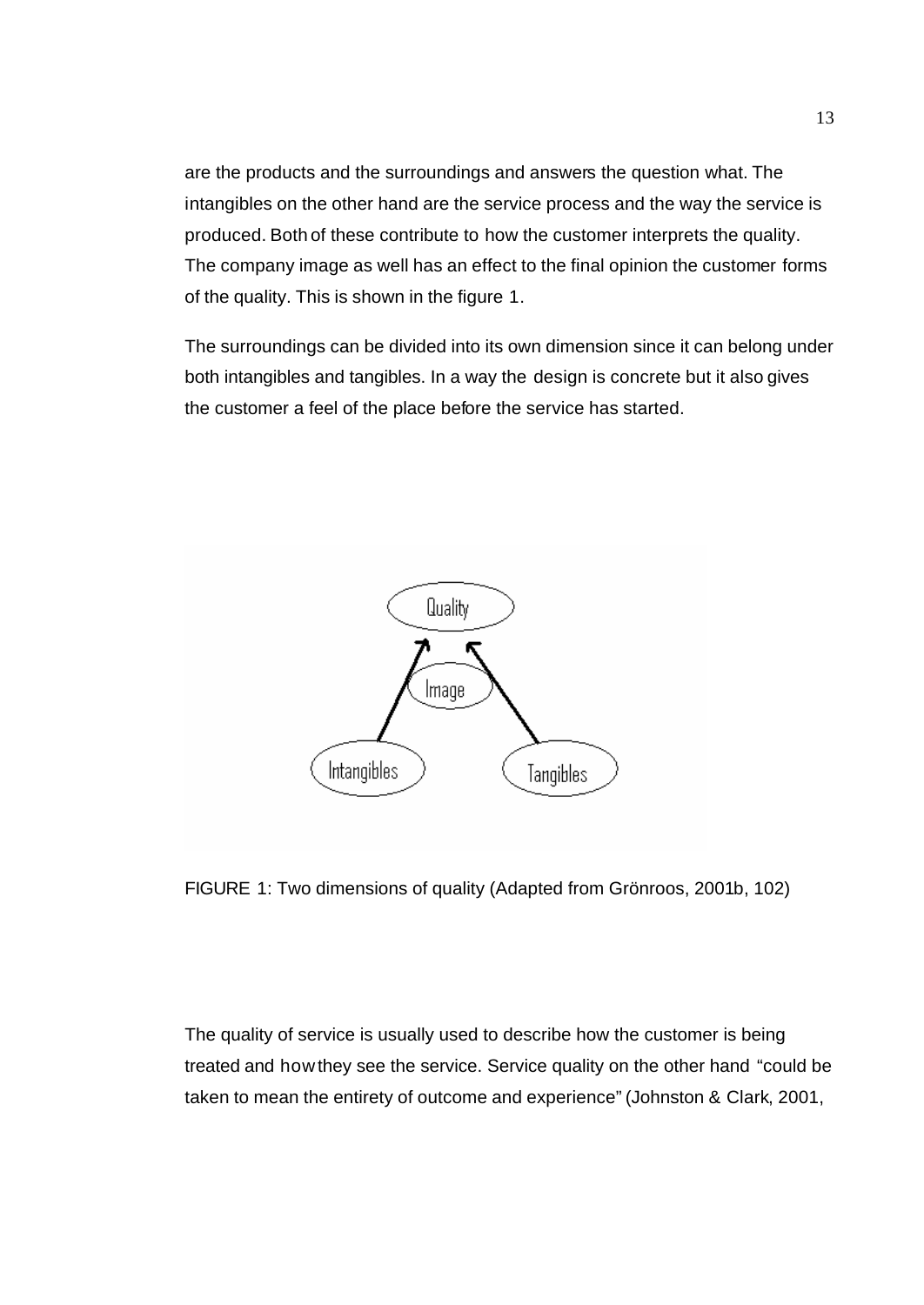are the products and the surroundings and answers the question what. The intangibles on the other hand are the service process and the way the service is produced. Both of these contribute to how the customer interprets the quality. The company image as well has an effect to the final opinion the customer forms of the quality. This is shown in the figure 1.

The surroundings can be divided into its own dimension since it can belong under both intangibles and tangibles. In a way the design is concrete but it also gives the customer a feel of the place before the service has started.

FIGURE 1: Two dimensions of quality (Adapted from Grönroos, 2001b, 102)

The quality of service is usually used to describe how the customer is being treated and how they see the service. Service quality on the other hand "could be taken to mean the entirety of outcome and experience" (Johnston & Clark, 2001,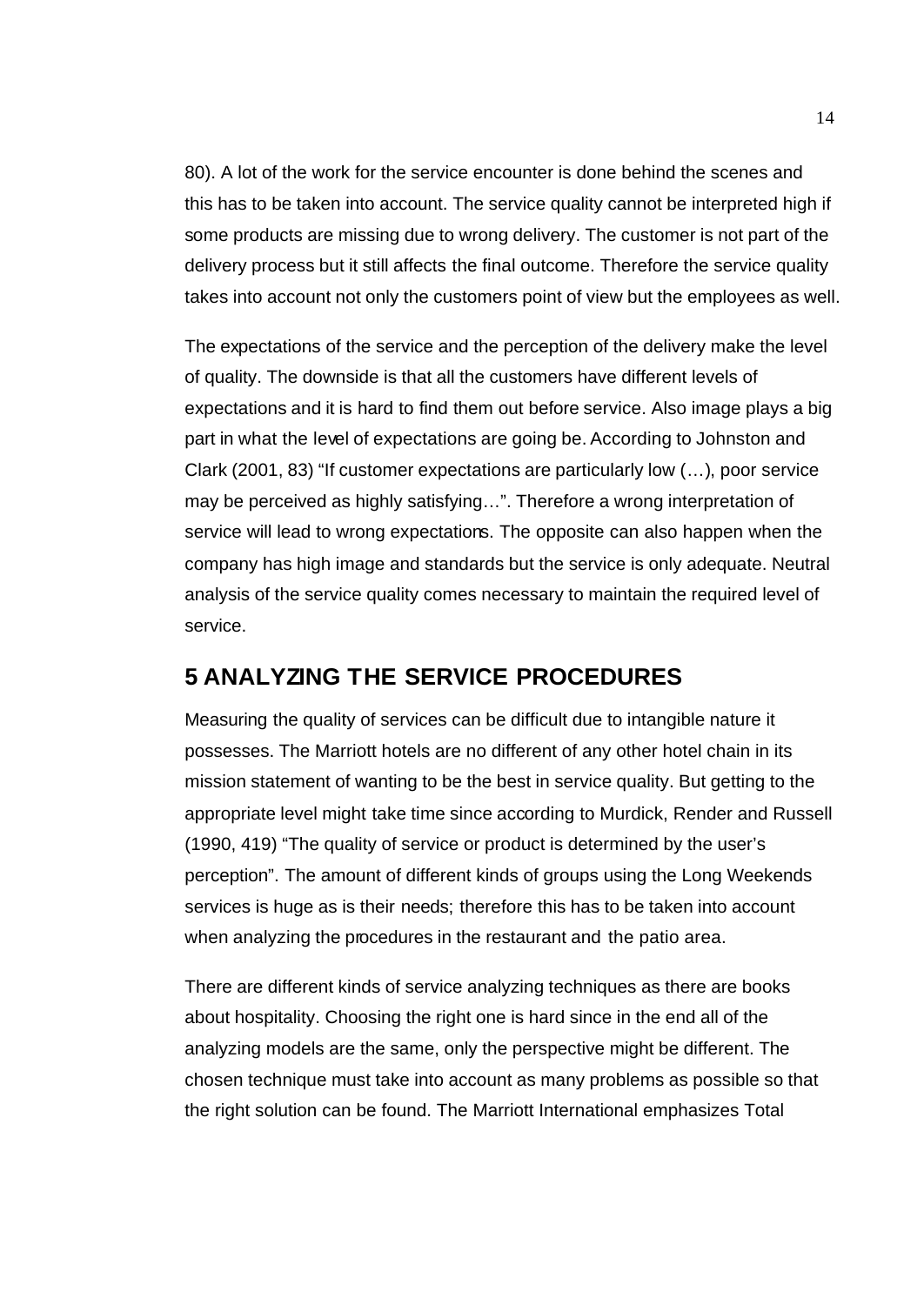80). A lot of the work for the service encounter is done behind the scenes and this has to be taken into account. The service quality cannot be interpreted high if some products are missing due to wrong delivery. The customer is not part of the delivery process but it still affects the final outcome. Therefore the service quality takes into account not only the customers point of view but the employees as well.

The expectations of the service and the perception of the delivery make the level of quality. The downside is that all the customers have different levels of expectations and it is hard to find them out before service. Also image plays a big part in what the level of expectations are going be. According to Johnston and Clark (2001, 83) "If customer expectations are particularly low (…), poor service may be perceived as highly satisfying…". Therefore a wrong interpretation of service will lead to wrong expectations. The opposite can also happen when the company has high image and standards but the service is only adequate. Neutral analysis of the service quality comes necessary to maintain the required level of service.

# 5 ANALYZING THE SERVICE PROCEDURES

Measuring the quality of services can be difficult due to intangible nature it possesses. The Marriott hotels are no different of any other hotel chain in its mission statement of wanting to be the best in service quality. But getting to the appropriate level might take time since according to Murdick, Render and Russell (1990, 419) "The quality of service or product is determined by the user's perception". The amount of different kinds of groups using the Long Weekends services is huge as is their needs; therefore this has to be taken into account when analyzing the procedures in the restaurant and the patio area.

There are different kinds of service analyzing techniques as there are books about hospitality. Choosing the right one is hard since in the end all of the analyzing models are the same, only the perspective might be different. The chosen technique must take into account as many problems as possible so that the right solution can be found. The Marriott International emphasizes Total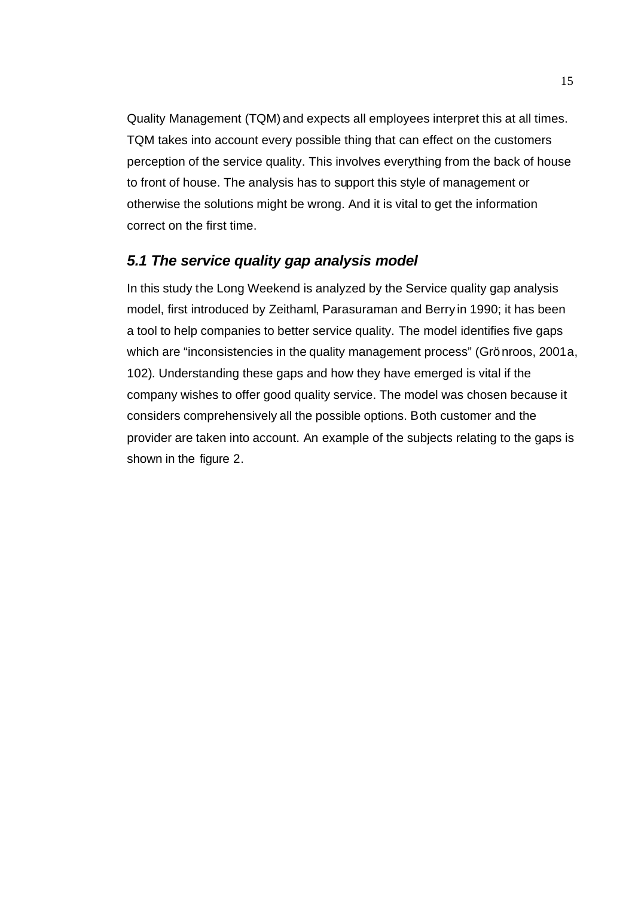Quality Management (TQM) and expects all employees interpret this at all times. TQM takes into account every possible thing that can effect on the customers perception of the service quality. This involves everything from the back of house to front of house. The analysis has to support this style of management or otherwise the solutions might be wrong. And it is vital to get the information correct on the first time.

### *5.1 The service quality gap analysis model*

In this study the Long Weekend is analyzed by the Service quality gap analysis model, first introduced by Zeithaml, Parasuraman and Berry in 1990; it has been a tool to help companies to better service quality. The model identifies five gaps which are "inconsistencies in the quality management process" (Grönroos, 2001a, 102). Understanding these gaps and how they have emerged is vital if the company wishes to offer good quality service. The model was chosen because it considers comprehensively all the possible options. Both customer and the provider are taken into account. An example of the subjects relating to the gaps is shown in the figure 2.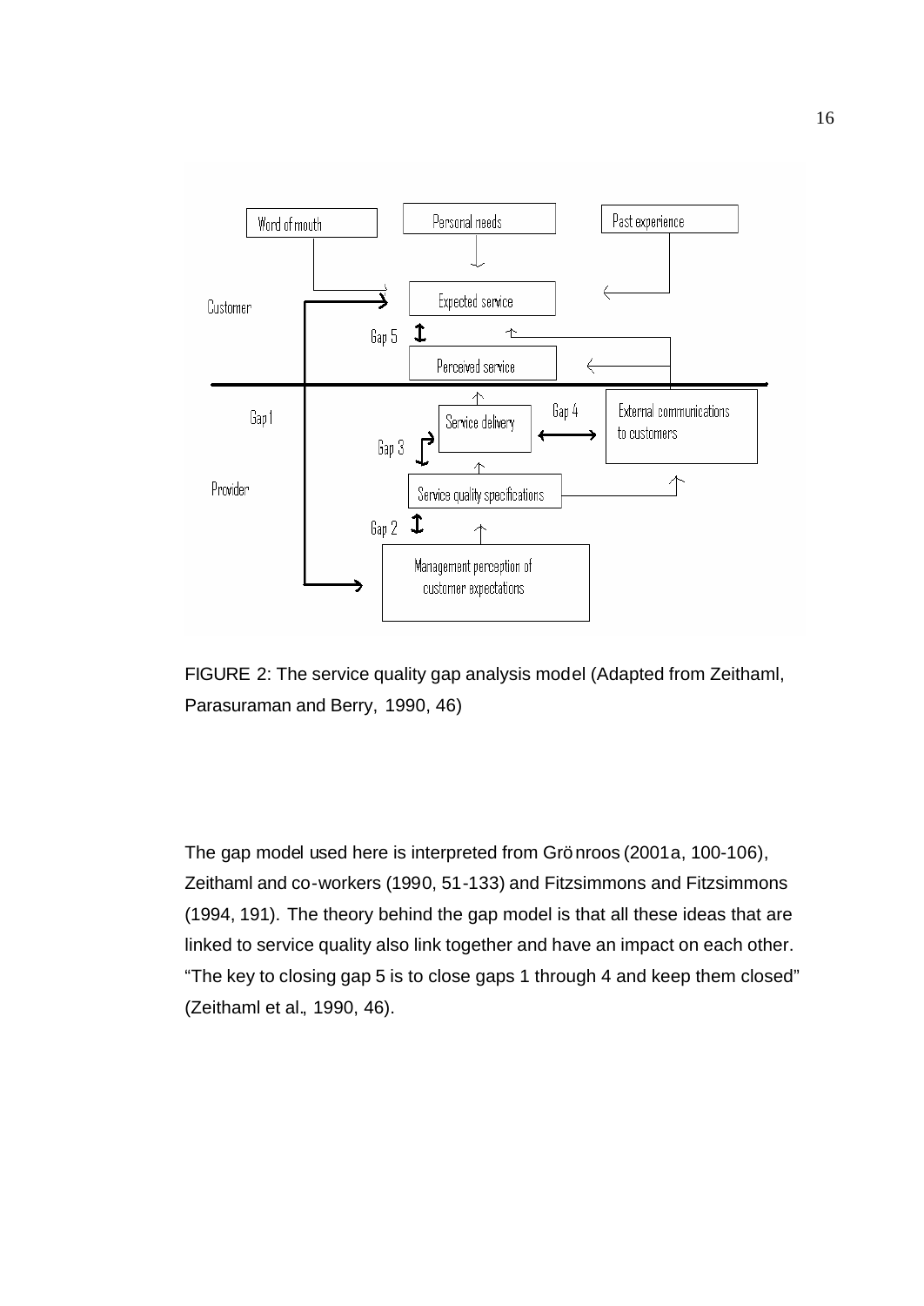FIGURE 2: The service quality gap analysis model (Adapted from Zeithaml, Parasuraman and Berry, 1990, 46)

The gap model used here is interpreted from Grönroos (2001a, 100-106), Zeithaml and co-workers (1990, 51-133) and Fitzsimmons and Fitzsimmons (1994, 191). The theory behind the gap model is that all these ideas that are linked to service quality also link together and have an impact on each other. "The key to closing gap 5 is to close gaps 1 through 4 and keep them closed" (Zeithaml et al., 1990, 46).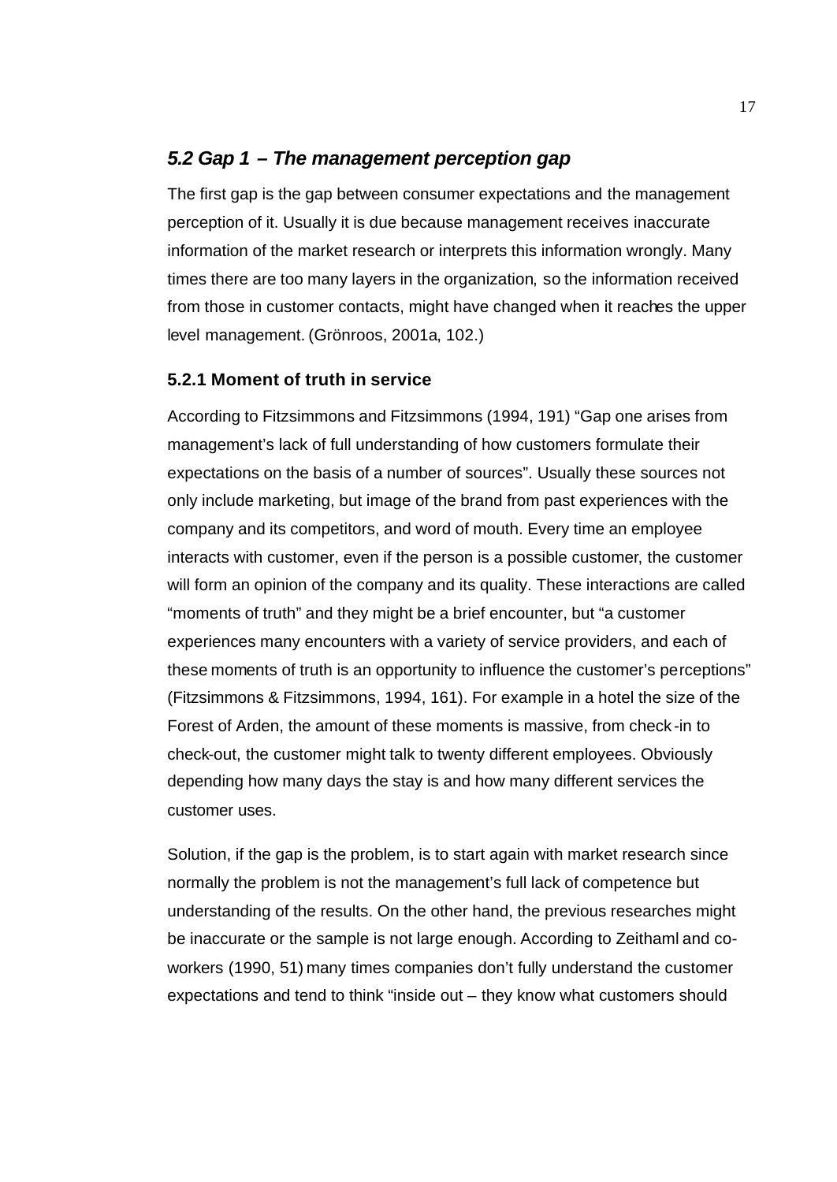## *5.2 Gap 1 – The management perception gap*

The first gap is the gap between consumer expectations and the management perception of it. Usually it is due because management receives inaccurate information of the market research or interprets this information wrongly. Many times there are too many layers in the organization, so the information received from those in customer contacts, might have changed when it reaches the upper level management. (Grönroos, 2001a, 102.)

### 5.2.1 Moment of truth in service

According to Fitzsimmons and Fitzsimmons (1994, 191) "Gap one arises from management's lack of full understanding of how customers formulate their expectations on the basis of a number of sources". Usually these sources not only include marketing, but image of the brand from past experiences with the company and its competitors, and word of mouth. Every time an employee interacts with customer, even if the person is a possible customer, the customer will form an opinion of the company and its quality. These interactions are called "moments of truth" and they might be a brief encounter, but "a customer experiences many encounters with a variety of service providers, and each of these moments of truth is an opportunity to influence the customer's perceptions" (Fitzsimmons & Fitzsimmons, 1994, 161). For example in a hotel the size of the Forest of Arden, the amount of these moments is massive, from check-in to check-out, the customer might talk to twenty different employees. Obviously depending how many days the stay is and how many different services the customer uses.

Solution, if the gap is the problem, is to start again with market research since normally the problem is not the management's full lack of competence but understanding of the results. On the other hand, the previous researches might be inaccurate or the sample is not large enough. According to Zeithaml and co-workers (1990, 51) many times companies don't fully understand the customer expectations and tend to think "inside out – they know what customers should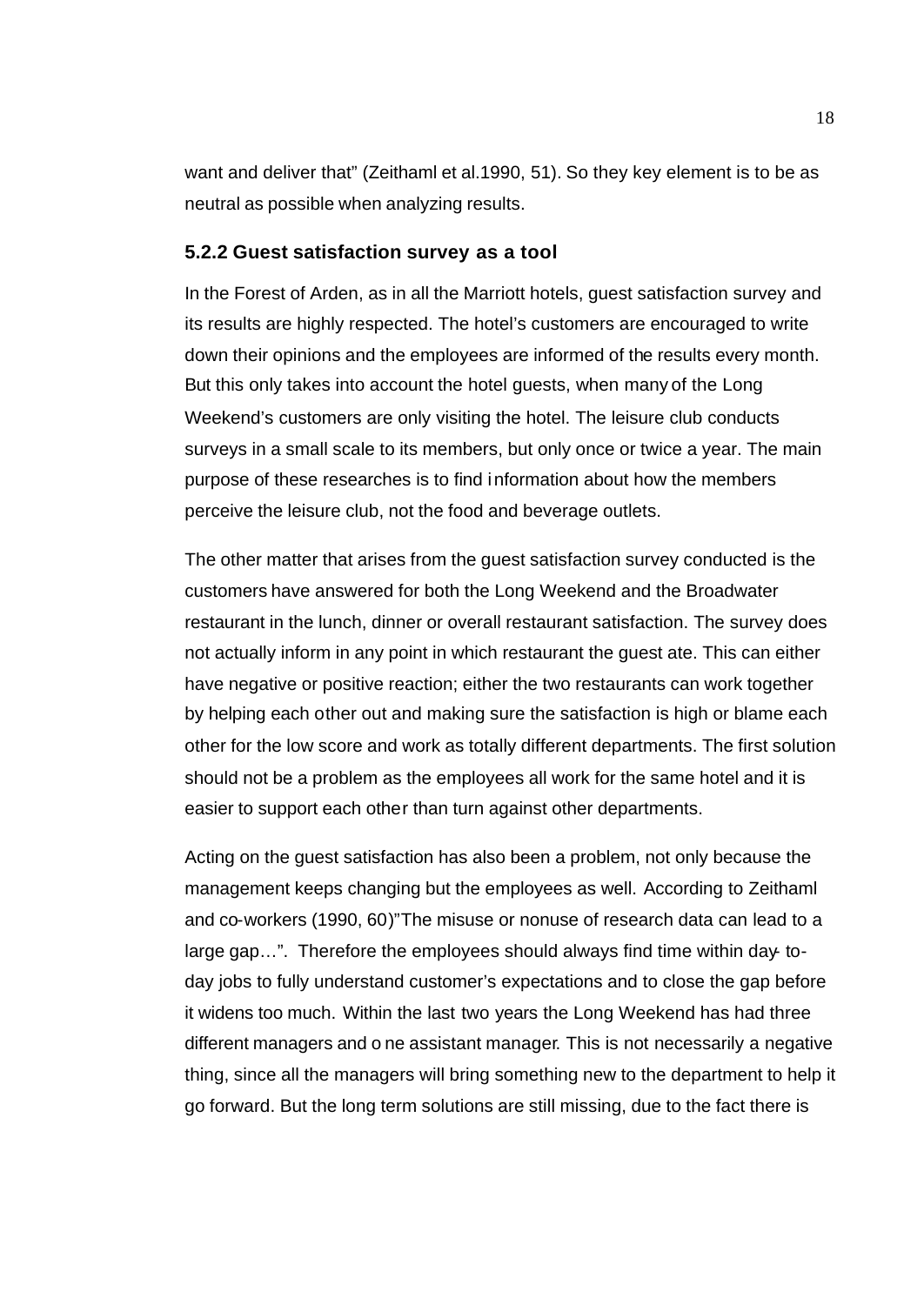want and deliver that" (Zeithaml et al.1990, 51). So they key element is to be as neutral as possible when analyzing results.

### 5.2.2 Guest satisfaction survey as a tool

In the Forest of Arden, as in all the Marriott hotels, guest satisfaction survey and its results are highly respected. The hotel's customers are encouraged to write down their opinions and the employees are informed of the results every month. But this only takes into account the hotel guests, when many of the Long Weekend's customers are only visiting the hotel. The leisure club conducts surveys in a small scale to its members, but only once or twice a year. The main purpose of these researches is to find information about how the members perceive the leisure club, not the food and beverage outlets.

The other matter that arises from the guest satisfaction survey conducted is the customers have answered for both the Long Weekend and the Broadwater restaurant in the lunch, dinner or overall restaurant satisfaction. The survey does not actually inform in any point in which restaurant the guest ate. This can either have negative or positive reaction; either the two restaurants can work together by helping each other out and making sure the satisfaction is high or blame each other for the low score and work as totally different departments. The first solution should not be a problem as the employees all work for the same hotel and it is easier to support each other than turn against other departments.

Acting on the guest satisfaction has also been a problem, not only because the management keeps changing but the employees as well. According to Zeithaml and co-workers (1990, 60)"The misuse or nonuse of research data can lead to a large gap…". Therefore the employees should always find time within day- to-day jobs to fully understand customer's expectations and to close the gap before it widens too much. Within the last two years the Long Weekend has had three different managers and one assistant manager. This is not necessarily a negative thing, since all the managers will bring something new to the department to help it go forward. But the long term solutions are still missing, due to the fact there is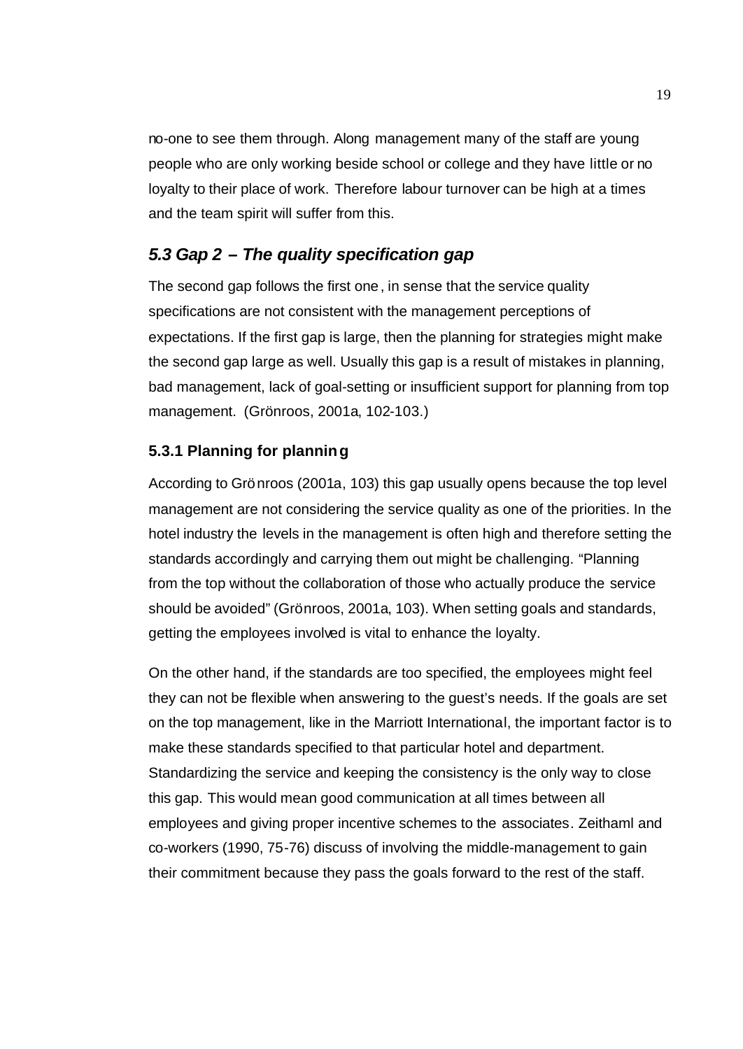no-one to see them through. Along management many of the staff are young people who are only working beside school or college and they have little or no loyalty to their place of work. Therefore labour turnover can be high at a times and the team spirit will suffer from this.

## *5.3 Gap 2 – The quality specification gap*

The second gap follows the first one, in sense that the service quality specifications are not consistent with the management perceptions of expectations. If the first gap is large, then the planning for strategies might make the second gap large as well. Usually this gap is a result of mistakes in planning, bad management, lack of goal-setting or insufficient support for planning from top management. (Grönroos, 2001a, 102-103.)

### **5.3.1 Planning for planning**

According to Grönroos (2001a, 103) this gap usually opens because the top level management are not considering the service quality as one of the priorities. In the hotel industry the levels in the management is often high and therefore setting the standards accordingly and carrying them out might be challenging. "Planning from the top without the collaboration of those who actually produce the service should be avoided" (Grönroos, 2001a, 103). When setting goals and standards, getting the employees involved is vital to enhance the loyalty.

On the other hand, if the standards are too specified, the employees might feel they can not be flexible when answering to the guest's needs. If the goals are set on the top management, like in the Marriott International, the important factor is to make these standards specified to that particular hotel and department. Standardizing the service and keeping the consistency is the only way to close this gap. This would mean good communication at all times between all employees and giving proper incentive schemes to the associates. Zeithaml and co-workers (1990, 75-76) discuss of involving the middle-management to gain their commitment because they pass the goals forward to the rest of the staff.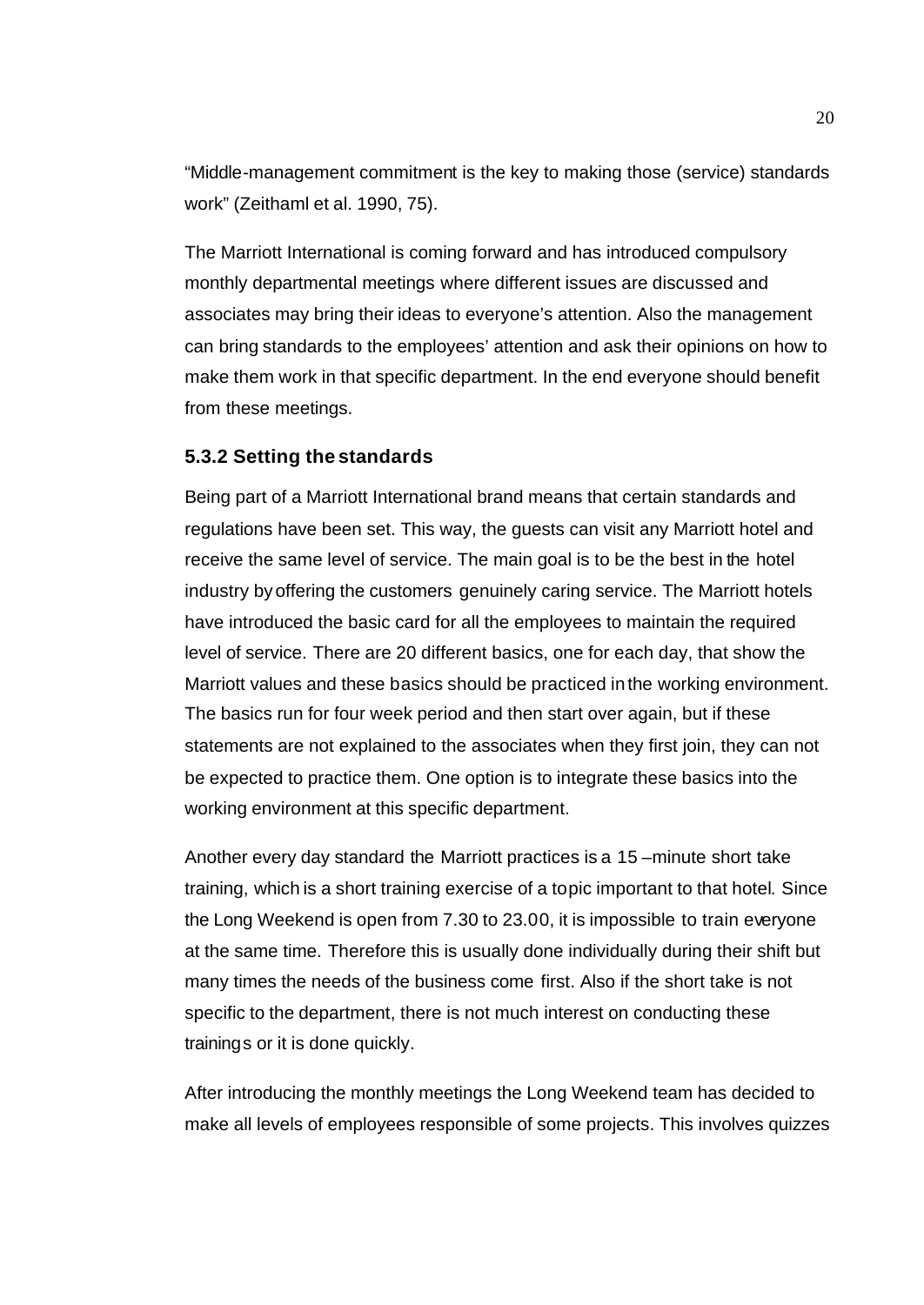"Middle-management commitment is the key to making those (service) standards work" (Zeithaml et al. 1990, 75).

The Marriott International is coming forward and has introduced compulsory monthly departmental meetings where different issues are discussed and associates may bring their ideas to everyone's attention. Also the management can bring standards to the employees' attention and ask their opinions on how to make them work in that specific department. In the end everyone should benefit from these meetings.

### 5.3.2 Setting the standards

Being part of a Marriott International brand means that certain standards and regulations have been set. This way, the guests can visit any Marriott hotel and receive the same level of service. The main goal is to be the best in the hotel industry by offering the customers genuinely caring service. The Marriott hotels have introduced the basic card for all the employees to maintain the required level of service. There are 20 different basics, one for each day, that show the Marriott values and these basics should be practiced in the working environment. The basics run for four week period and then start over again, but if these statements are not explained to the associates when they first join, they can not be expected to practice them. One option is to integrate these basics into the working environment at this specific department.

Another every day standard the Marriott practices is a 15 –minute short take training, which is a short training exercise of a topic important to that hotel. Since the Long Weekend is open from 7.30 to 23.00, it is impossible to train everyone at the same time. Therefore this is usually done individually during their shift but many times the needs of the business come first. Also if the short take is not specific to the department, there is not much interest on conducting these trainings or it is done quickly.

After introducing the monthly meetings the Long Weekend team has decided to make all levels of employees responsible of some projects. This involves quizzes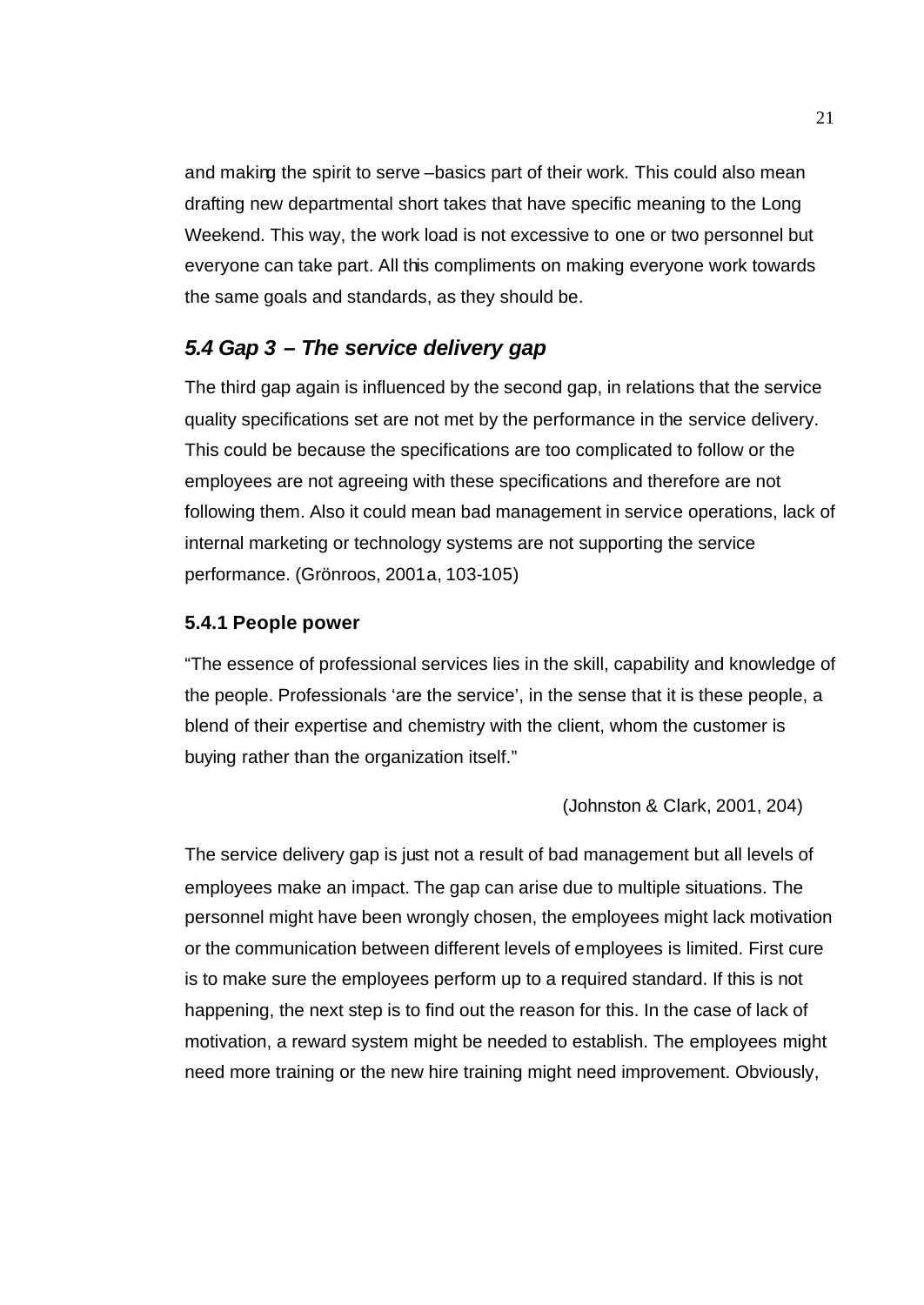and making the spirit to serve –basics part of their work. This could also mean drafting new departmental short takes that have specific meaning to the Long Weekend. This way, the work load is not excessive to one or two personnel but everyone can take part. All this compliments on making everyone work towards the same goals and standards, as they should be.

## *5.4 Gap 3 – The service delivery gap*

The third gap again is influenced by the second gap, in relations that the service quality specifications set are not met by the performance in the service delivery. This could be because the specifications are too complicated to follow or the employees are not agreeing with these specifications and therefore are not following them. Also it could mean bad management in service operations, lack of internal marketing or technology systems are not supporting the service performance. (Grönroos, 2001a, 103-105)

### 5.4.1 People power

"The essence of professional services lies in the skill, capability and knowledge of the people. Professionals 'are the service', in the sense that it is these people, a blend of their expertise and chemistry with the client, whom the customer is buying rather than the organization itself."

(Johnston & Clark, 2001, 204)

The service delivery gap is just not a result of bad management but all levels of employees make an impact. The gap can arise due to multiple situations. The personnel might have been wrongly chosen, the employees might lack motivation or the communication between different levels of employees is limited. First cure is to make sure the employees perform up to a required standard. If this is not happening, the next step is to find out the reason for this. In the case of lack of motivation, a reward system might be needed to establish. The employees might need more training or the new hire training might need improvement. Obviously,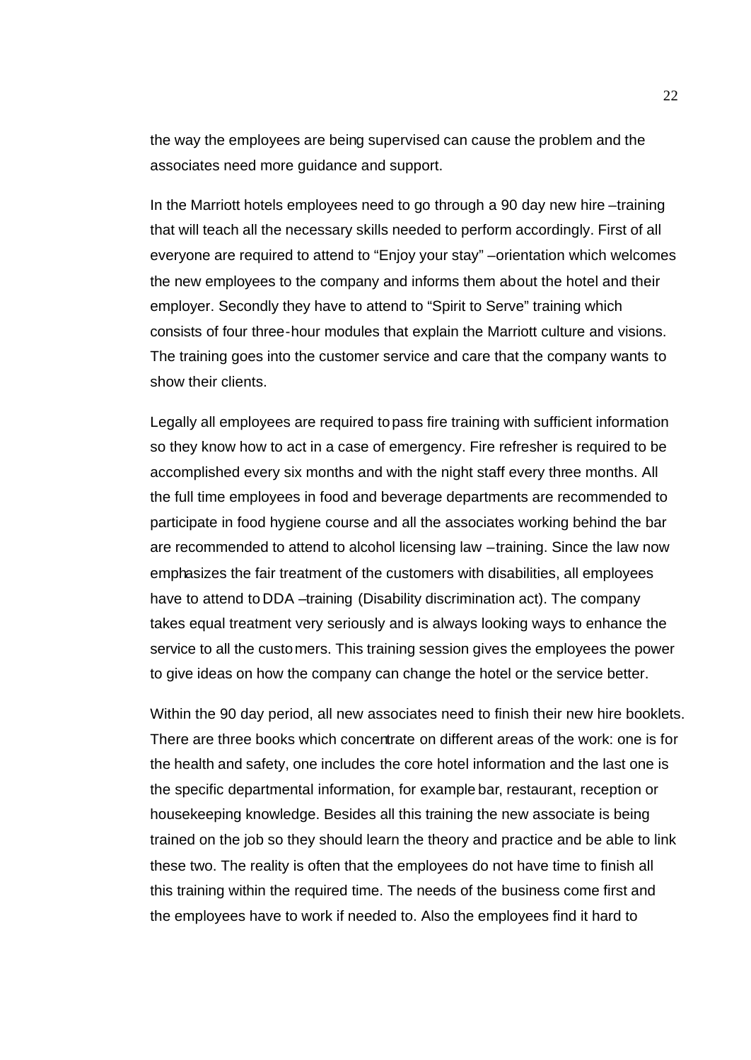the way the employees are being supervised can cause the problem and the associates need more guidance and support.

In the Marriott hotels employees need to go through a 90 day new hire –training that will teach all the necessary skills needed to perform accordingly. First of all everyone are required to attend to "Enjoy your stay" –orientation which welcomes the new employees to the company and informs them about the hotel and their employer. Secondly they have to attend to "Spirit to Serve" training which consists of four three-hour modules that explain the Marriott culture and visions. The training goes into the customer service and care that the company wants to show their clients.

Legally all employees are required to pass fire training with sufficient information so they know how to act in a case of emergency. Fire refresher is required to be accomplished every six months and with the night staff every three months. All the full time employees in food and beverage departments are recommended to participate in food hygiene course and all the associates working behind the bar are recommended to attend to alcohol licensing law –training. Since the law now emphasizes the fair treatment of the customers with disabilities, all employees have to attend to DDA –training (Disability discrimination act). The company takes equal treatment very seriously and is always looking ways to enhance the service to all the customers. This training session gives the employees the power to give ideas on how the company can change the hotel or the service better.

Within the 90 day period, all new associates need to finish their new hire booklets. There are three books which concentrate on different areas of the work: one is for the health and safety, one includes the core hotel information and the last one is the specific departmental information, for example bar, restaurant, reception or housekeeping knowledge. Besides all this training the new associate is being trained on the job so they should learn the theory and practice and be able to link these two. The reality is often that the employees do not have time to finish all this training within the required time. The needs of the business come first and the employees have to work if needed to. Also the employees find it hard to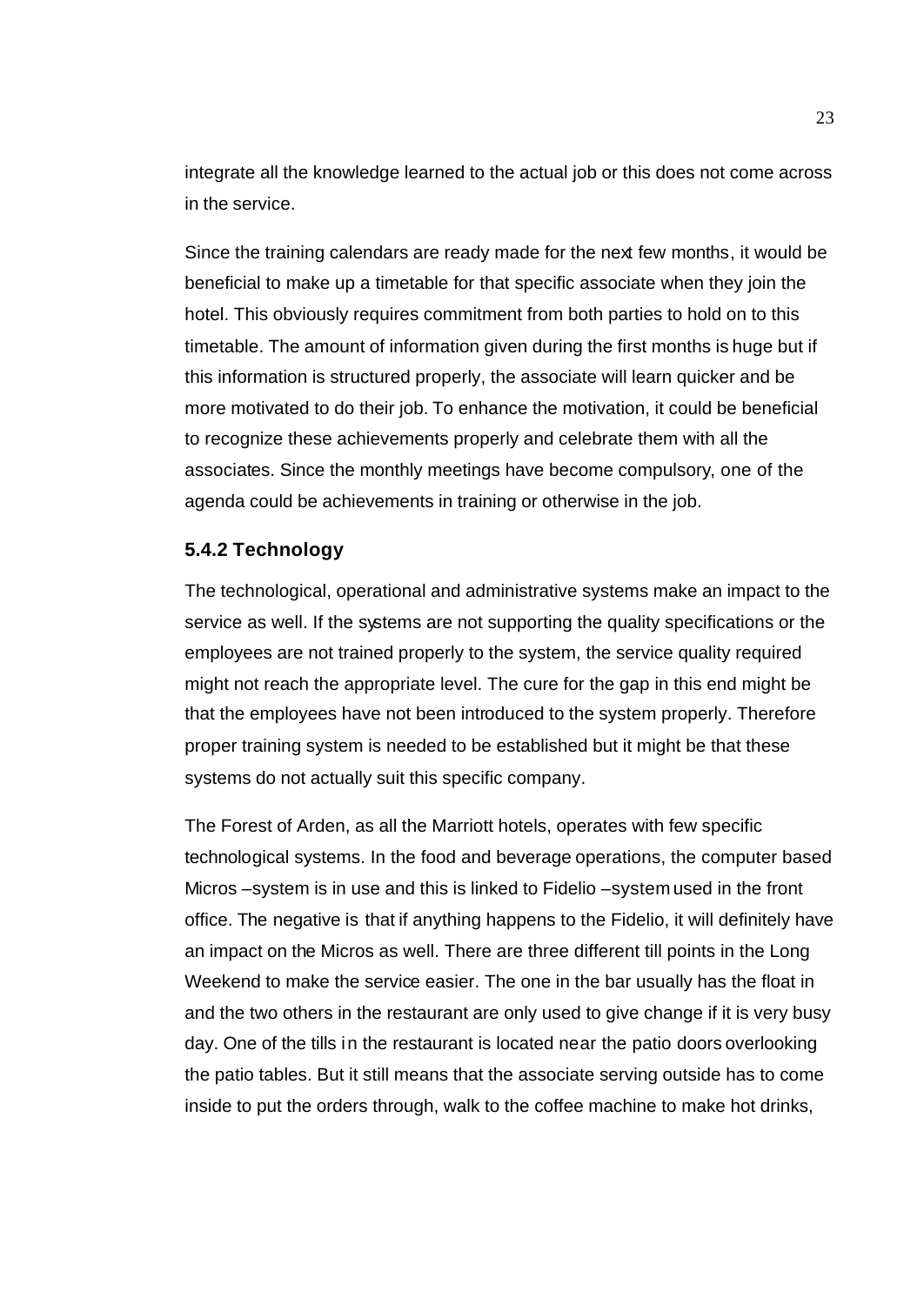integrate all the knowledge learned to the actual job or this does not come across in the service.

Since the training calendars are ready made for the next few months, it would be beneficial to make up a timetable for that specific associate when they join the hotel. This obviously requires commitment from both parties to hold on to this timetable. The amount of information given during the first months is huge but if this information is structured properly, the associate will learn quicker and be more motivated to do their job. To enhance the motivation, it could be beneficial to recognize these achievements properly and celebrate them with all the associates. Since the monthly meetings have become compulsory, one of the agenda could be achievements in training or otherwise in the job.

### 5.4.2 Technology

The technological, operational and administrative systems make an impact to the service as well. If the systems are not supporting the quality specifications or the employees are not trained properly to the system, the service quality required might not reach the appropriate level. The cure for the gap in this end might be that the employees have not been introduced to the system properly. Therefore proper training system is needed to be established but it might be that these systems do not actually suit this specific company.

The Forest of Arden, as all the Marriott hotels, operates with few specific technological systems. In the food and beverage operations, the computer based Micros –system is in use and this is linked to Fidelio –system used in the front office. The negative is that if anything happens to the Fidelio, it will definitely have an impact on the Micros as well. There are three different till points in the Long Weekend to make the service easier. The one in the bar usually has the float in and the two others in the restaurant are only used to give change if it is very busy day. One of the tills in the restaurant is located near the patio doors overlooking the patio tables. But it still means that the associate serving outside has to come inside to put the orders through, walk to the coffee machine to make hot drinks,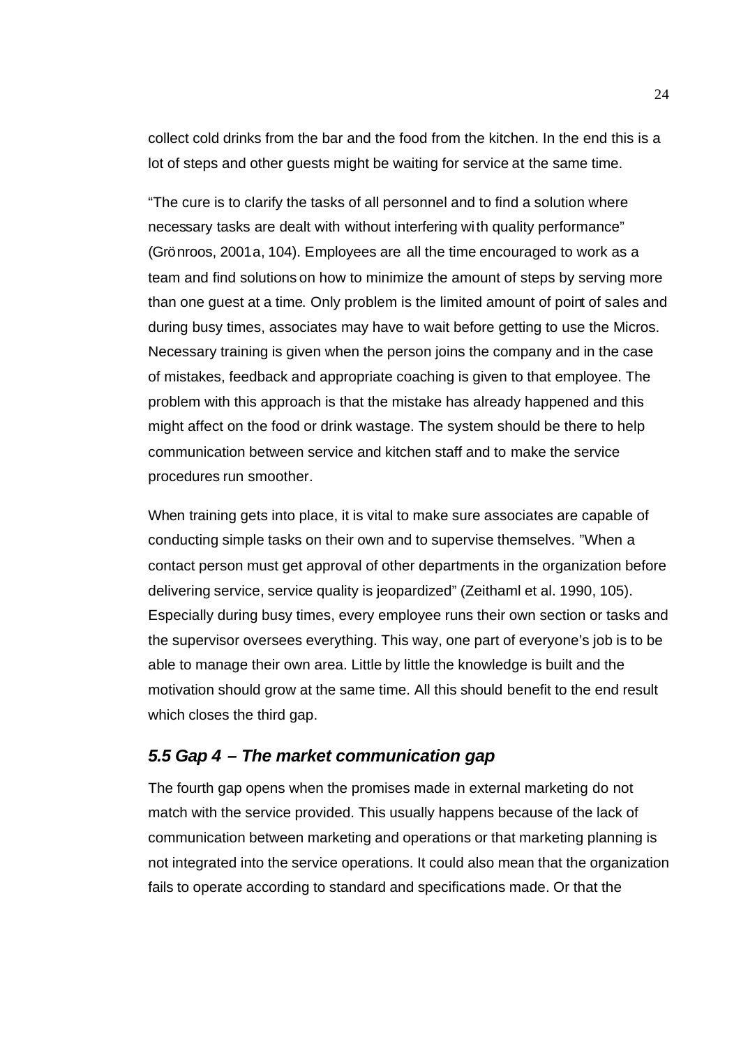collect cold drinks from the bar and the food from the kitchen. In the end this is a lot of steps and other guests might be waiting for service at the same time.

“The cure is to clarify the tasks of all personnel and to find a solution where necessary tasks are dealt with without interfering with quality performance” (Grönroos, 2001a, 104). Employees are all the time encouraged to work as a team and find solutions on how to minimize the amount of steps by serving more than one guest at a time. Only problem is the limited amount of point of sales and during busy times, associates may have to wait before getting to use the Micros. Necessary training is given when the person joins the company and in the case of mistakes, feedback and appropriate coaching is given to that employee. The problem with this approach is that the mistake has already happened and this might affect on the food or drink wastage. The system should be there to help communication between service and kitchen staff and to make the service procedures run smoother.

When training gets into place, it is vital to make sure associates are capable of conducting simple tasks on their own and to supervise themselves. ”When a contact person must get approval of other departments in the organization before delivering service, service quality is jeopardized” (Zeithaml et al. 1990, 105). Especially during busy times, every employee runs their own section or tasks and the supervisor oversees everything. This way, one part of everyone’s job is to be able to manage their own area. Little by little the knowledge is built and the motivation should grow at the same time. All this should benefit to the end result which closes the third gap.

## *5.5 Gap 4 – The market communication gap*

The fourth gap opens when the promises made in external marketing do not match with the service provided. This usually happens because of the lack of communication between marketing and operations or that marketing planning is not integrated into the service operations. It could also mean that the organization fails to operate according to standard and specifications made. Or that the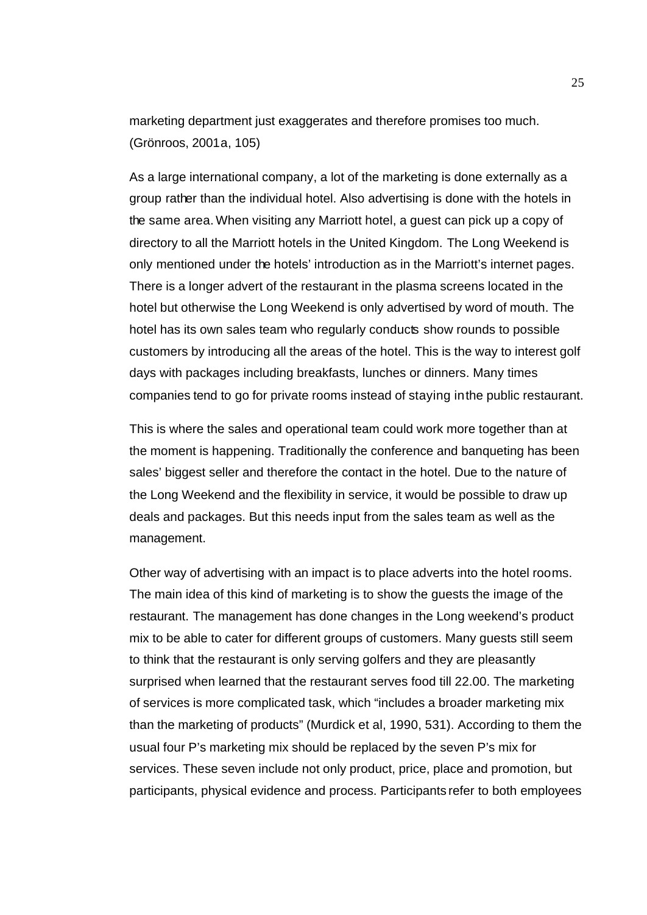marketing department just exaggerates and therefore promises too much. (Grönroos, 2001a, 105)

As a large international company, a lot of the marketing is done externally as a group rather than the individual hotel. Also advertising is done with the hotels in the same area. When visiting any Marriott hotel, a guest can pick up a copy of directory to all the Marriott hotels in the United Kingdom. The Long Weekend is only mentioned under the hotels' introduction as in the Marriott's internet pages. There is a longer advert of the restaurant in the plasma screens located in the hotel but otherwise the Long Weekend is only advertised by word of mouth. The hotel has its own sales team who regularly conducts show rounds to possible customers by introducing all the areas of the hotel. This is the way to interest golf days with packages including breakfasts, lunches or dinners. Many times companies tend to go for private rooms instead of staying in the public restaurant.

This is where the sales and operational team could work more together than at the moment is happening. Traditionally the conference and banqueting has been sales' biggest seller and therefore the contact in the hotel. Due to the nature of the Long Weekend and the flexibility in service, it would be possible to draw up deals and packages. But this needs input from the sales team as well as the management.

Other way of advertising with an impact is to place adverts into the hotel rooms. The main idea of this kind of marketing is to show the guests the image of the restaurant. The management has done changes in the Long weekend's product mix to be able to cater for different groups of customers. Many guests still seem to think that the restaurant is only serving golfers and they are pleasantly surprised when learned that the restaurant serves food till 22.00. The marketing of services is more complicated task, which "includes a broader marketing mix than the marketing of products" (Murdick et al, 1990, 531). According to them the usual four P's marketing mix should be replaced by the seven P's mix for services. These seven include not only product, price, place and promotion, but participants, physical evidence and process. Participants refer to both employees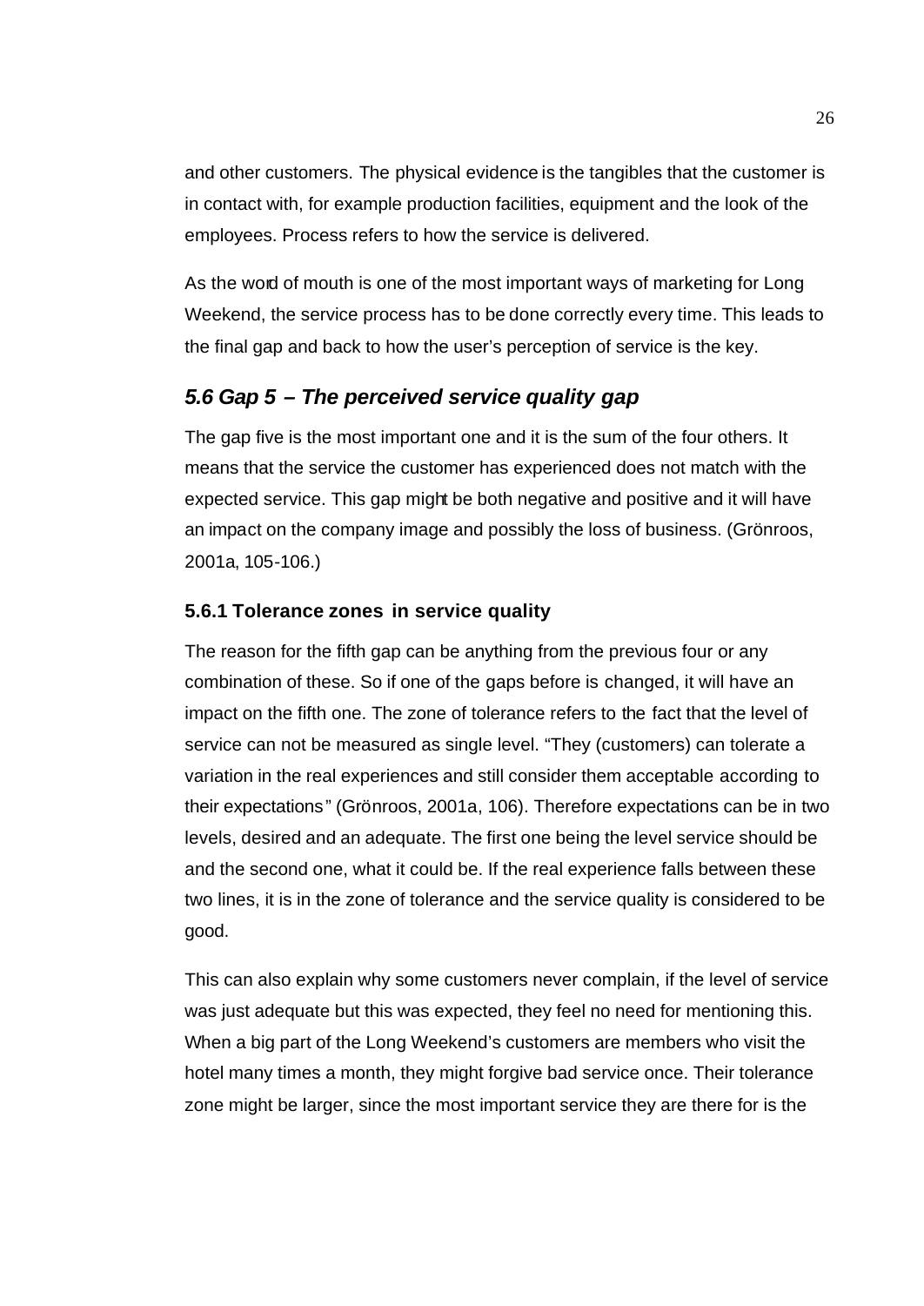and other customers. The physical evidence is the tangibles that the customer is in contact with, for example production facilities, equipment and the look of the employees. Process refers to how the service is delivered.

As the word of mouth is one of the most important ways of marketing for Long Weekend, the service process has to be done correctly every time. This leads to the final gap and back to how the user's perception of service is the key.

## *5.6 Gap 5 – The perceived service quality gap*

The gap five is the most important one and it is the sum of the four others. It means that the service the customer has experienced does not match with the expected service. This gap might be both negative and positive and it will have an impact on the company image and possibly the loss of business. (Grönroos, 2001a, 105-106.)

### **5.6.1 Tolerance zones in service quality**

The reason for the fifth gap can be anything from the previous four or any combination of these. So if one of the gaps before is changed, it will have an impact on the fifth one. The zone of tolerance refers to the fact that the level of service can not be measured as single level. "They (customers) can tolerate a variation in the real experiences and still consider them acceptable according to their expectations" (Grönroos, 2001a, 106). Therefore expectations can be in two levels, desired and an adequate. The first one being the level service should be and the second one, what it could be. If the real experience falls between these two lines, it is in the zone of tolerance and the service quality is considered to be good.

This can also explain why some customers never complain, if the level of service was just adequate but this was expected, they feel no need for mentioning this. When a big part of the Long Weekend's customers are members who visit the hotel many times a month, they might forgive bad service once. Their tolerance zone might be larger, since the most important service they are there for is the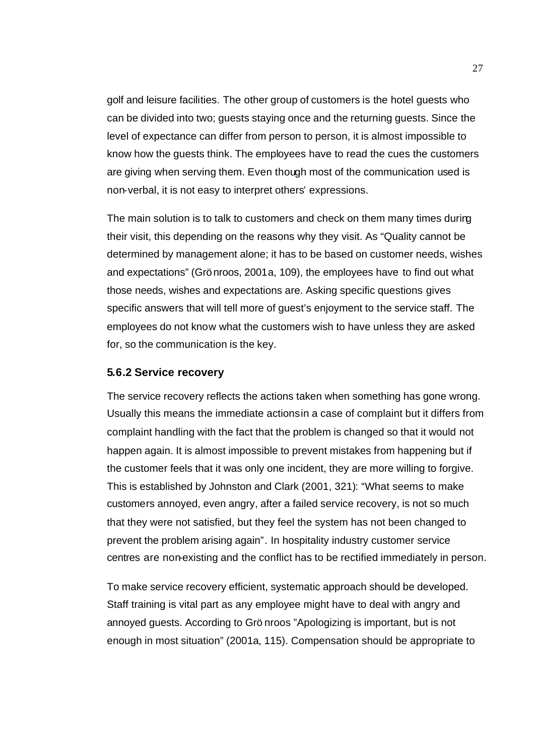golf and leisure facilities. The other group of customers is the hotel guests who can be divided into two; guests staying once and the returning guests. Since the level of expectance can differ from person to person, it is almost impossible to know how the guests think. The employees have to read the cues the customers are giving when serving them. Even though most of the communication used is non-verbal, it is not easy to interpret others' expressions.

The main solution is to talk to customers and check on them many times during their visit, this depending on the reasons why they visit. As "Quality cannot be determined by management alone; it has to be based on customer needs, wishes and expectations" (Grönroos, 2001a, 109), the employees have to find out what those needs, wishes and expectations are. Asking specific questions gives specific answers that will tell more of guest's enjoyment to the service staff. The employees do not know what the customers wish to have unless they are asked for, so the communication is the key.

### 5.6.2 Service recovery

The service recovery reflects the actions taken when something has gone wrong. Usually this means the immediate actions in a case of complaint but it differs from complaint handling with the fact that the problem is changed so that it would not happen again. It is almost impossible to prevent mistakes from happening but if the customer feels that it was only one incident, they are more willing to forgive. This is established by Johnston and Clark (2001, 321): "What seems to make customers annoyed, even angry, after a failed service recovery, is not so much that they were not satisfied, but they feel the system has not been changed to prevent the problem arising again". In hospitality industry customer service centres are non-existing and the conflict has to be rectified immediately in person.

To make service recovery efficient, systematic approach should be developed. Staff training is vital part as any employee might have to deal with angry and annoyed guests. According to Grönroos "Apologizing is important, but is not enough in most situation" (2001a, 115). Compensation should be appropriate to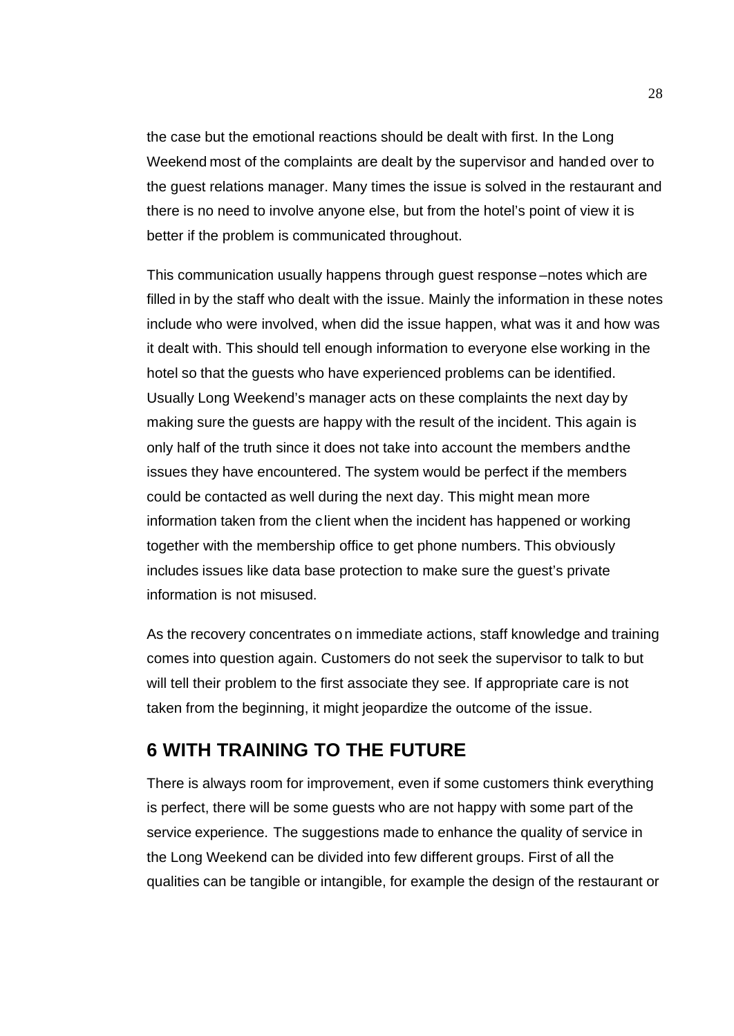the case but the emotional reactions should be dealt with first. In the Long Weekend most of the complaints are dealt by the supervisor and handed over to the guest relations manager. Many times the issue is solved in the restaurant and there is no need to involve anyone else, but from the hotel's point of view it is better if the problem is communicated throughout.

This communication usually happens through guest response –notes which are filled in by the staff who dealt with the issue. Mainly the information in these notes include who were involved, when did the issue happen, what was it and how was it dealt with. This should tell enough information to everyone else working in the hotel so that the guests who have experienced problems can be identified. Usually Long Weekend's manager acts on these complaints the next day by making sure the guests are happy with the result of the incident. This again is only half of the truth since it does not take into account the members and the issues they have encountered. The system would be perfect if the members could be contacted as well during the next day. This might mean more information taken from the client when the incident has happened or working together with the membership office to get phone numbers. This obviously includes issues like data base protection to make sure the guest's private information is not misused.

As the recovery concentrates on immediate actions, staff knowledge and training comes into question again. Customers do not seek the supervisor to talk to but will tell their problem to the first associate they see. If appropriate care is not taken from the beginning, it might jeopardize the outcome of the issue.

# 6 WITH TRAINING TO THE FUTURE

There is always room for improvement, even if some customers think everything is perfect, there will be some guests who are not happy with some part of the service experience. The suggestions made to enhance the quality of service in the Long Weekend can be divided into few different groups. First of all the qualities can be tangible or intangible, for example the design of the restaurant or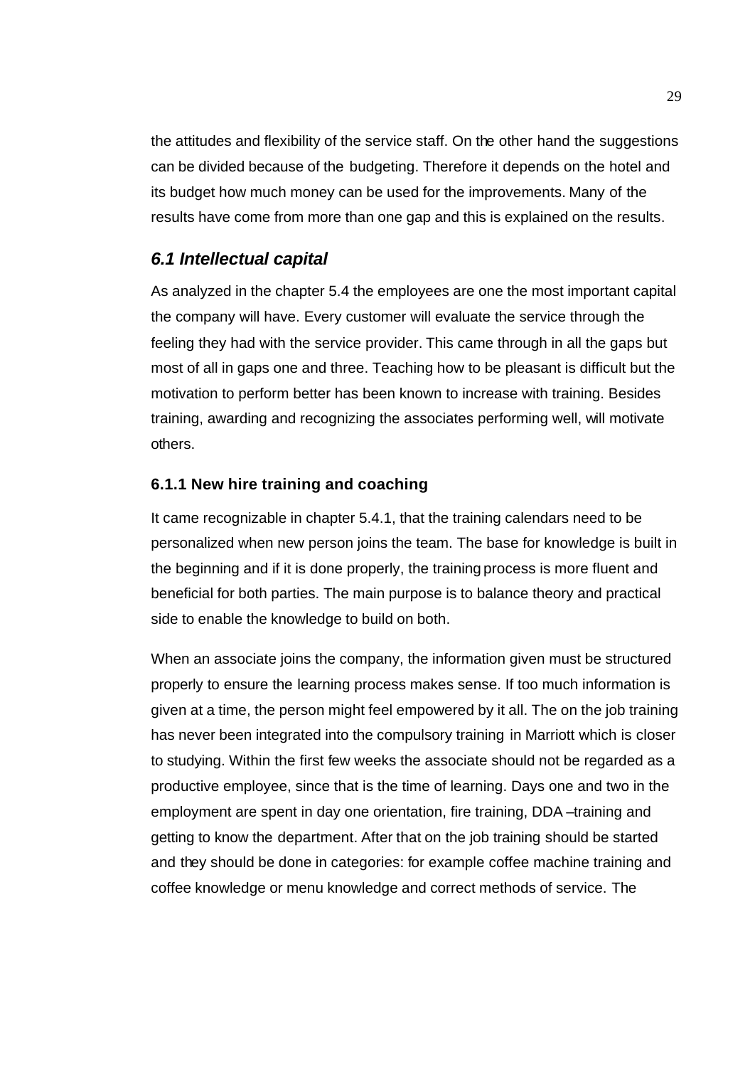the attitudes and flexibility of the service staff. On the other hand the suggestions can be divided because of the budgeting. Therefore it depends on the hotel and its budget how much money can be used for the improvements. Many of the results have come from more than one gap and this is explained on the results.

## *6.1 Intellectual capital*

As analyzed in the chapter 5.4 the employees are one the most important capital the company will have. Every customer will evaluate the service through the feeling they had with the service provider. This came through in all the gaps but most of all in gaps one and three. Teaching how to be pleasant is difficult but the motivation to perform better has been known to increase with training. Besides training, awarding and recognizing the associates performing well, will motivate others.

### 6.1.1 New hire training and coaching

It came recognizable in chapter 5.4.1, that the training calendars need to be personalized when new person joins the team. The base for knowledge is built in the beginning and if it is done properly, the training process is more fluent and beneficial for both parties. The main purpose is to balance theory and practical side to enable the knowledge to build on both.

When an associate joins the company, the information given must be structured properly to ensure the learning process makes sense. If too much information is given at a time, the person might feel empowered by it all. The on the job training has never been integrated into the compulsory training in Marriott which is closer to studying. Within the first few weeks the associate should not be regarded as a productive employee, since that is the time of learning. Days one and two in the employment are spent in day one orientation, fire training, DDA –training and getting to know the department. After that on the job training should be started and they should be done in categories: for example coffee machine training and coffee knowledge or menu knowledge and correct methods of service. The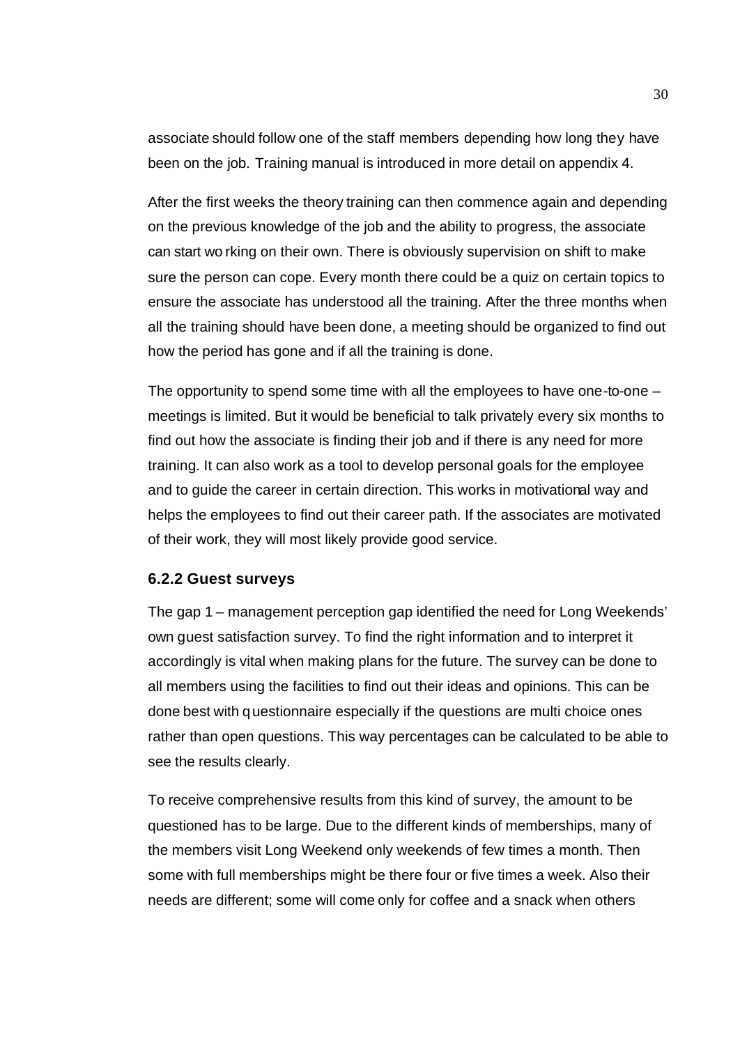associate should follow one of the staff members depending how long they have been on the job. Training manual is introduced in more detail on appendix 4.

After the first weeks the theory training can then commence again and depending on the previous knowledge of the job and the ability to progress, the associate can start working on their own. There is obviously supervision on shift to make sure the person can cope. Every month there could be a quiz on certain topics to ensure the associate has understood all the training. After the three months when all the training should have been done, a meeting should be organized to find out how the period has gone and if all the training is done.

The opportunity to spend some time with all the employees to have one-to-one – meetings is limited. But it would be beneficial to talk privately every six months to find out how the associate is finding their job and if there is any need for more training. It can also work as a tool to develop personal goals for the employee and to guide the career in certain direction. This works in motivational way and helps the employees to find out their career path. If the associates are motivated of their work, they will most likely provide good service.

### 6.2.2 Guest surveys

The gap 1 – management perception gap identified the need for Long Weekends' own guest satisfaction survey. To find the right information and to interpret it accordingly is vital when making plans for the future. The survey can be done to all members using the facilities to find out their ideas and opinions. This can be done best with questionnaire especially if the questions are multi choice ones rather than open questions. This way percentages can be calculated to be able to see the results clearly.

To receive comprehensive results from this kind of survey, the amount to be questioned has to be large. Due to the different kinds of memberships, many of the members visit Long Weekend only weekends of few times a month. Then some with full memberships might be there four or five times a week. Also their needs are different; some will come only for coffee and a snack when others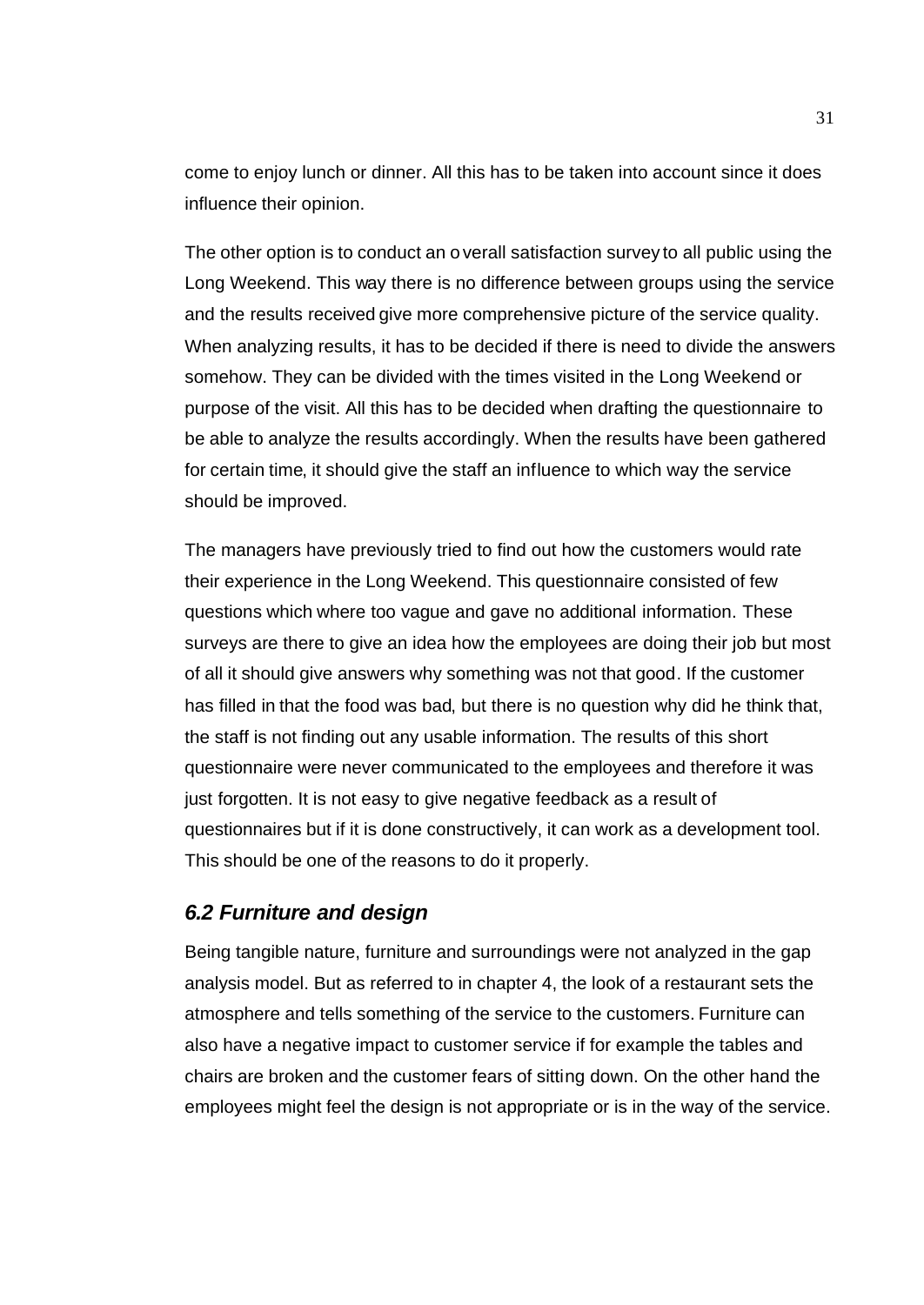come to enjoy lunch or dinner. All this has to be taken into account since it does influence their opinion.

The other option is to conduct an overall satisfaction survey to all public using the Long Weekend. This way there is no difference between groups using the service and the results received give more comprehensive picture of the service quality. When analyzing results, it has to be decided if there is need to divide the answers somehow. They can be divided with the times visited in the Long Weekend or purpose of the visit. All this has to be decided when drafting the questionnaire to be able to analyze the results accordingly. When the results have been gathered for certain time, it should give the staff an influence to which way the service should be improved.

The managers have previously tried to find out how the customers would rate their experience in the Long Weekend. This questionnaire consisted of few questions which where too vague and gave no additional information. These surveys are there to give an idea how the employees are doing their job but most of all it should give answers why something was not that good. If the customer has filled in that the food was bad, but there is no question why did he think that, the staff is not finding out any usable information. The results of this short questionnaire were never communicated to the employees and therefore it was just forgotten. It is not easy to give negative feedback as a result of questionnaires but if it is done constructively, it can work as a development tool. This should be one of the reasons to do it properly.

### *6.2 Furniture and design*

Being tangible nature, furniture and surroundings were not analyzed in the gap analysis model. But as referred to in chapter 4, the look of a restaurant sets the atmosphere and tells something of the service to the customers. Furniture can also have a negative impact to customer service if for example the tables and chairs are broken and the customer fears of sitting down. On the other hand the employees might feel the design is not appropriate or is in the way of the service.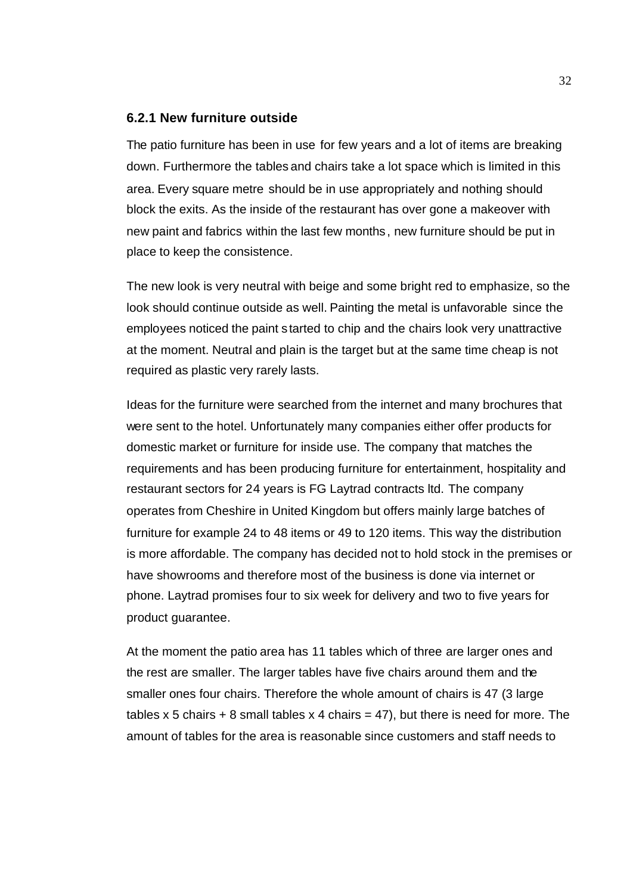### 6.2.1 New furniture outside

The patio furniture has been in use for few years and a lot of items are breaking down. Furthermore the tables and chairs take a lot space which is limited in this area. Every square metre should be in use appropriately and nothing should block the exits. As the inside of the restaurant has over gone a makeover with new paint and fabrics within the last few months, new furniture should be put in place to keep the consistence.

The new look is very neutral with beige and some bright red to emphasize, so the look should continue outside as well. Painting the metal is unfavorable since the employees noticed the paint started to chip and the chairs look very unattractive at the moment. Neutral and plain is the target but at the same time cheap is not required as plastic very rarely lasts.

Ideas for the furniture were searched from the internet and many brochures that were sent to the hotel. Unfortunately many companies either offer products for domestic market or furniture for inside use. The company that matches the requirements and has been producing furniture for entertainment, hospitality and restaurant sectors for 24 years is FG Laytrad contracts ltd. The company operates from Cheshire in United Kingdom but offers mainly large batches of furniture for example 24 to 48 items or 49 to 120 items. This way the distribution is more affordable. The company has decided not to hold stock in the premises or have showrooms and therefore most of the business is done via internet or phone. Laytrad promises four to six week for delivery and two to five years for product guarantee.

At the moment the patio area has 11 tables which of three are larger ones and the rest are smaller. The larger tables have five chairs around them and the smaller ones four chairs. Therefore the whole amount of chairs is 47 (3 large tables x 5 chairs + 8 small tables x 4 chairs = 47), but there is need for more. The amount of tables for the area is reasonable since customers and staff needs to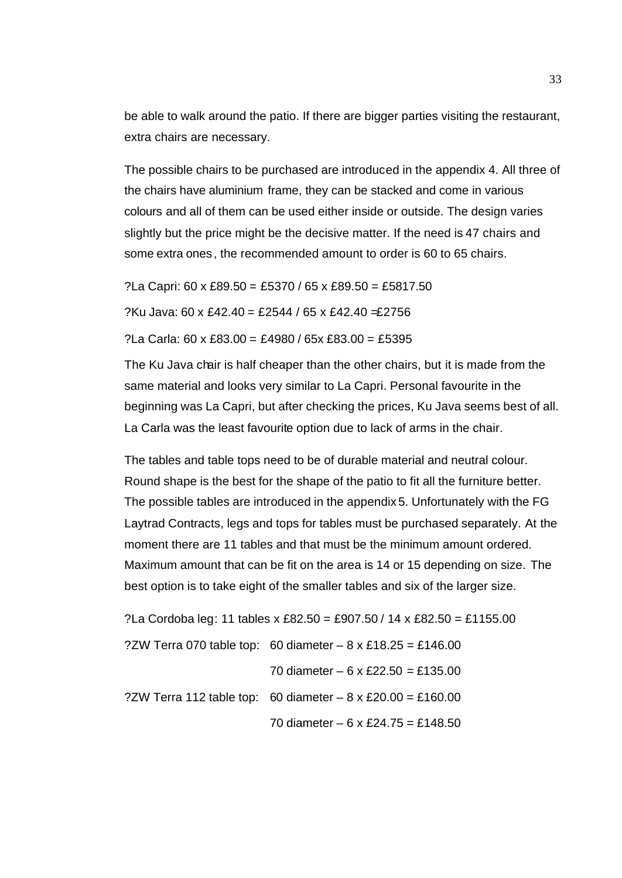be able to walk around the patio. If there are bigger parties visiting the restaurant, extra chairs are necessary.

The possible chairs to be purchased are introduced in the appendix 4. All three of the chairs have aluminium frame, they can be stacked and come in various colours and all of them can be used either inside or outside. The design varies slightly but the price might be the decisive matter. If the need is 47 chairs and some extra ones, the recommended amount to order is 60 to 65 chairs.

?La Capri: 60 x £89.50 = £5370 / 65 x £89.50 = £5817.50

?Ku Java: 60 x £42.40 = £2544 / 65 x £42.40 =£2756

?La Carla: 60 x £83.00 = £4980 / 65x £83.00 = £5395

The Ku Java chair is half cheaper than the other chairs, but it is made from the same material and looks very similar to La Capri. Personal favourite in the beginning was La Capri, but after checking the prices, Ku Java seems best of all. La Carla was the least favourite option due to lack of arms in the chair.

The tables and table tops need to be of durable material and neutral colour. Round shape is the best for the shape of the patio to fit all the furniture better. The possible tables are introduced in the appendix 5. Unfortunately with the FG Laytrad Contracts, legs and tops for tables must be purchased separately. At the moment there are 11 tables and that must be the minimum amount ordered. Maximum amount that can be fit on the area is 14 or 15 depending on size. The best option is to take eight of the smaller tables and six of the larger size.

?La Cordoba leg: 11 tables x £82.50 = £907.50 / 14 x £82.50 = £1155.00

?ZW Terra 070 table top: 60 diameter – 8 x £18.25 = £146.00

70 diameter – 6 x £22.50 = £135.00

?ZW Terra 112 table top: 60 diameter – 8 x £20.00 = £160.00

70 diameter – 6 x £24.75 = £148.50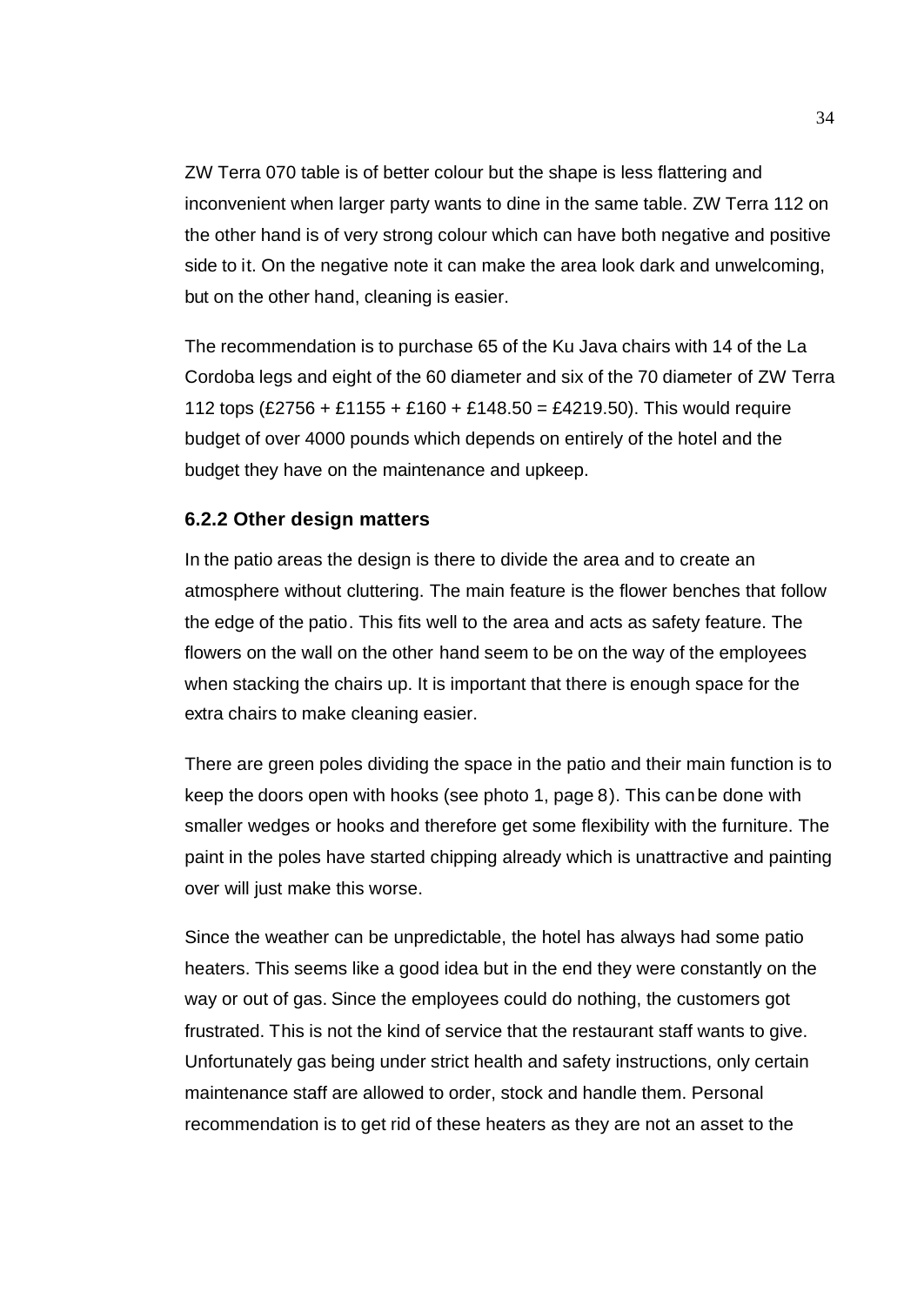ZW Terra 070 table is of better colour but the shape is less flattering and inconvenient when larger party wants to dine in the same table. ZW Terra 112 on the other hand is of very strong colour which can have both negative and positive side to it. On the negative note it can make the area look dark and unwelcoming, but on the other hand, cleaning is easier.

The recommendation is to purchase 65 of the Ku Java chairs with 14 of the La Cordoba legs and eight of the 60 diameter and six of the 70 diameter of ZW Terra 112 tops (£2756 + £1155 + £160 + £148.50 = £4219.50). This would require budget of over 4000 pounds which depends on entirely of the hotel and the budget they have on the maintenance and upkeep.

### 6.2.2 Other design matters

In the patio areas the design is there to divide the area and to create an atmosphere without cluttering. The main feature is the flower benches that follow the edge of the patio. This fits well to the area and acts as safety feature. The flowers on the wall on the other hand seem to be on the way of the employees when stacking the chairs up. It is important that there is enough space for the extra chairs to make cleaning easier.

There are green poles dividing the space in the patio and their main function is to keep the doors open with hooks (see photo 1, page 8). This can be done with smaller wedges or hooks and therefore get some flexibility with the furniture. The paint in the poles have started chipping already which is unattractive and painting over will just make this worse.

Since the weather can be unpredictable, the hotel has always had some patio heaters. This seems like a good idea but in the end they were constantly on the way or out of gas. Since the employees could do nothing, the customers got frustrated. This is not the kind of service that the restaurant staff wants to give. Unfortunately gas being under strict health and safety instructions, only certain maintenance staff are allowed to order, stock and handle them. Personal recommendation is to get rid of these heaters as they are not an asset to the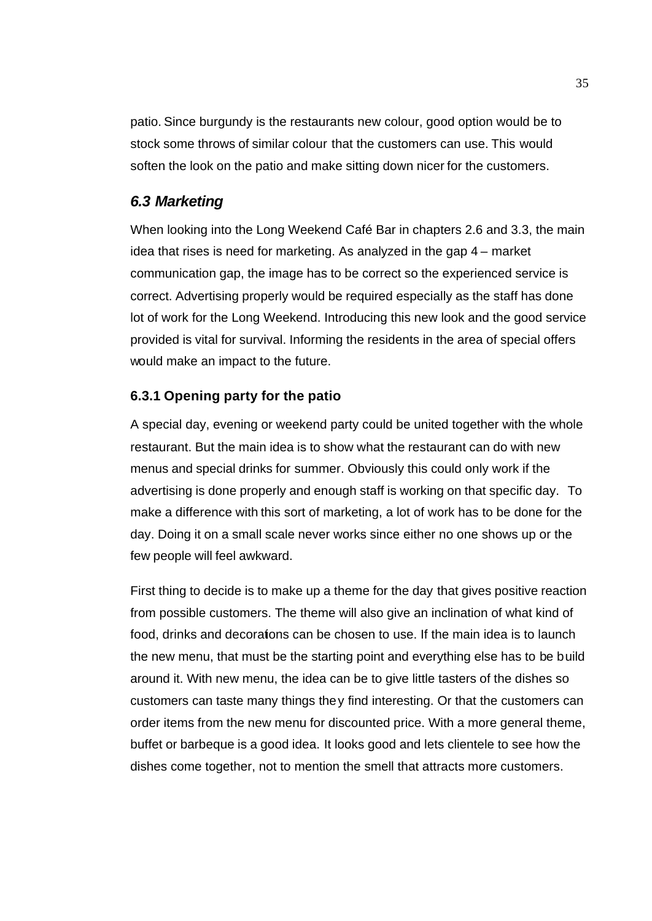patio. Since burgundy is the restaurants new colour, good option would be to stock some throws of similar colour that the customers can use. This would soften the look on the patio and make sitting down nicer for the customers.

## *6.3 Marketing*

When looking into the Long Weekend Café Bar in chapters 2.6 and 3.3, the main idea that rises is need for marketing. As analyzed in the gap 4 – market communication gap, the image has to be correct so the experienced service is correct. Advertising properly would be required especially as the staff has done lot of work for the Long Weekend. Introducing this new look and the good service provided is vital for survival. Informing the residents in the area of special offers would make an impact to the future.

### 6.3.1 Opening party for the patio

A special day, evening or weekend party could be united together with the whole restaurant. But the main idea is to show what the restaurant can do with new menus and special drinks for summer. Obviously this could only work if the advertising is done properly and enough staff is working on that specific day. To make a difference with this sort of marketing, a lot of work has to be done for the day. Doing it on a small scale never works since either no one shows up or the few people will feel awkward.

First thing to decide is to make up a theme for the day that gives positive reaction from possible customers. The theme will also give an inclination of what kind of food, drinks and decorations can be chosen to use. If the main idea is to launch the new menu, that must be the starting point and everything else has to be build around it. With new menu, the idea can be to give little tasters of the dishes so customers can taste many things they find interesting. Or that the customers can order items from the new menu for discounted price. With a more general theme, buffet or barbeque is a good idea. It looks good and lets clientele to see how the dishes come together, not to mention the smell that attracts more customers.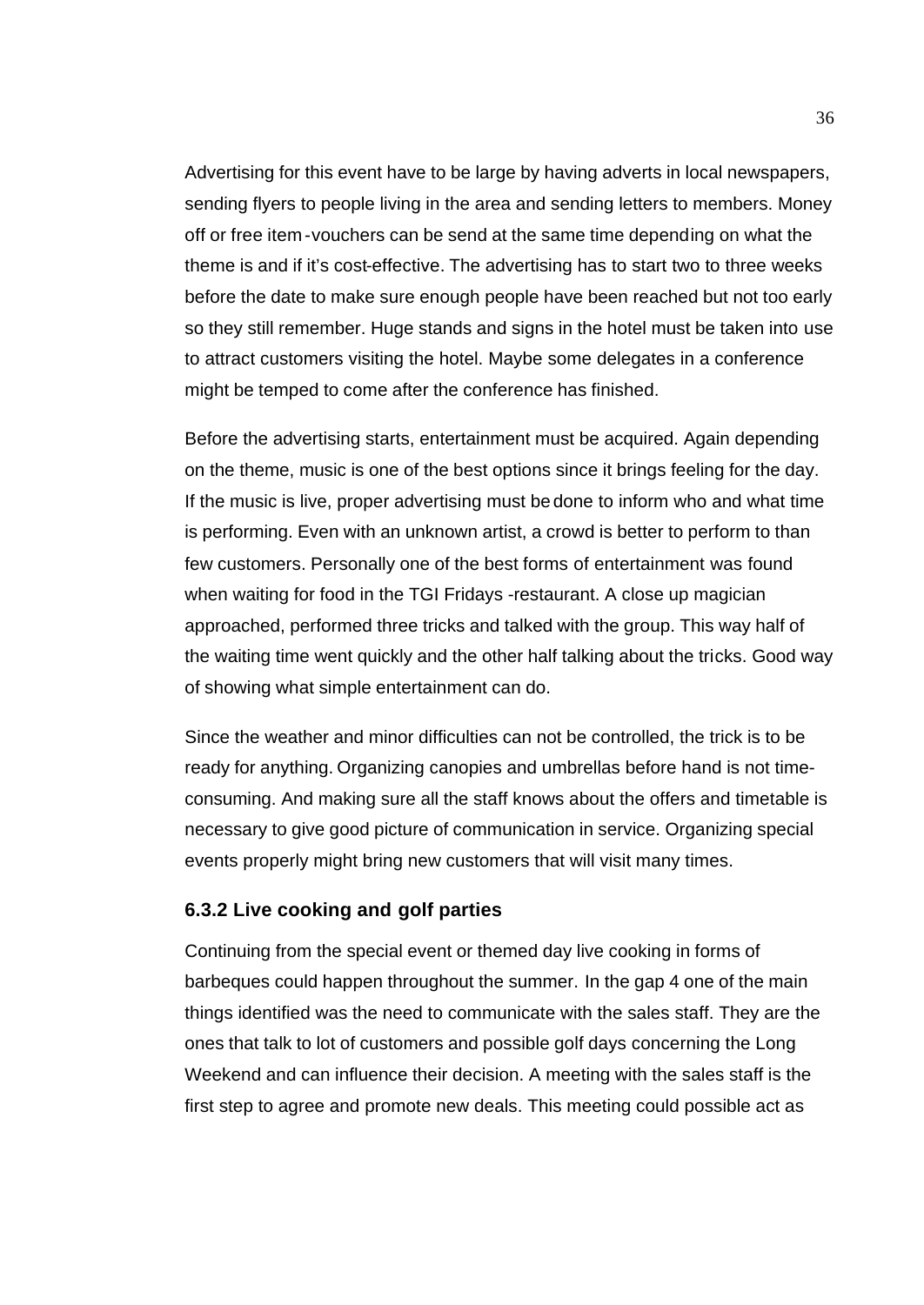Advertising for this event have to be large by having adverts in local newspapers, sending flyers to people living in the area and sending letters to members. Money off or free item-vouchers can be send at the same time depending on what the theme is and if it's cost-effective. The advertising has to start two to three weeks before the date to make sure enough people have been reached but not too early so they still remember. Huge stands and signs in the hotel must be taken into use to attract customers visiting the hotel. Maybe some delegates in a conference might be temped to come after the conference has finished.

Before the advertising starts, entertainment must be acquired. Again depending on the theme, music is one of the best options since it brings feeling for the day. If the music is live, proper advertising must be done to inform who and what time is performing. Even with an unknown artist, a crowd is better to perform to than few customers. Personally one of the best forms of entertainment was found when waiting for food in the TGI Fridays -restaurant. A close up magician approached, performed three tricks and talked with the group. This way half of the waiting time went quickly and the other half talking about the tricks. Good way of showing what simple entertainment can do.

Since the weather and minor difficulties can not be controlled, the trick is to be ready for anything. Organizing canopies and umbrellas before hand is not time-consuming. And making sure all the staff knows about the offers and timetable is necessary to give good picture of communication in service. Organizing special events properly might bring new customers that will visit many times.

### 6.3.2 Live cooking and golf parties

Continuing from the special event or themed day live cooking in forms of barbeques could happen throughout the summer. In the gap 4 one of the main things identified was the need to communicate with the sales staff. They are the ones that talk to lot of customers and possible golf days concerning the Long Weekend and can influence their decision. A meeting with the sales staff is the first step to agree and promote new deals. This meeting could possible act as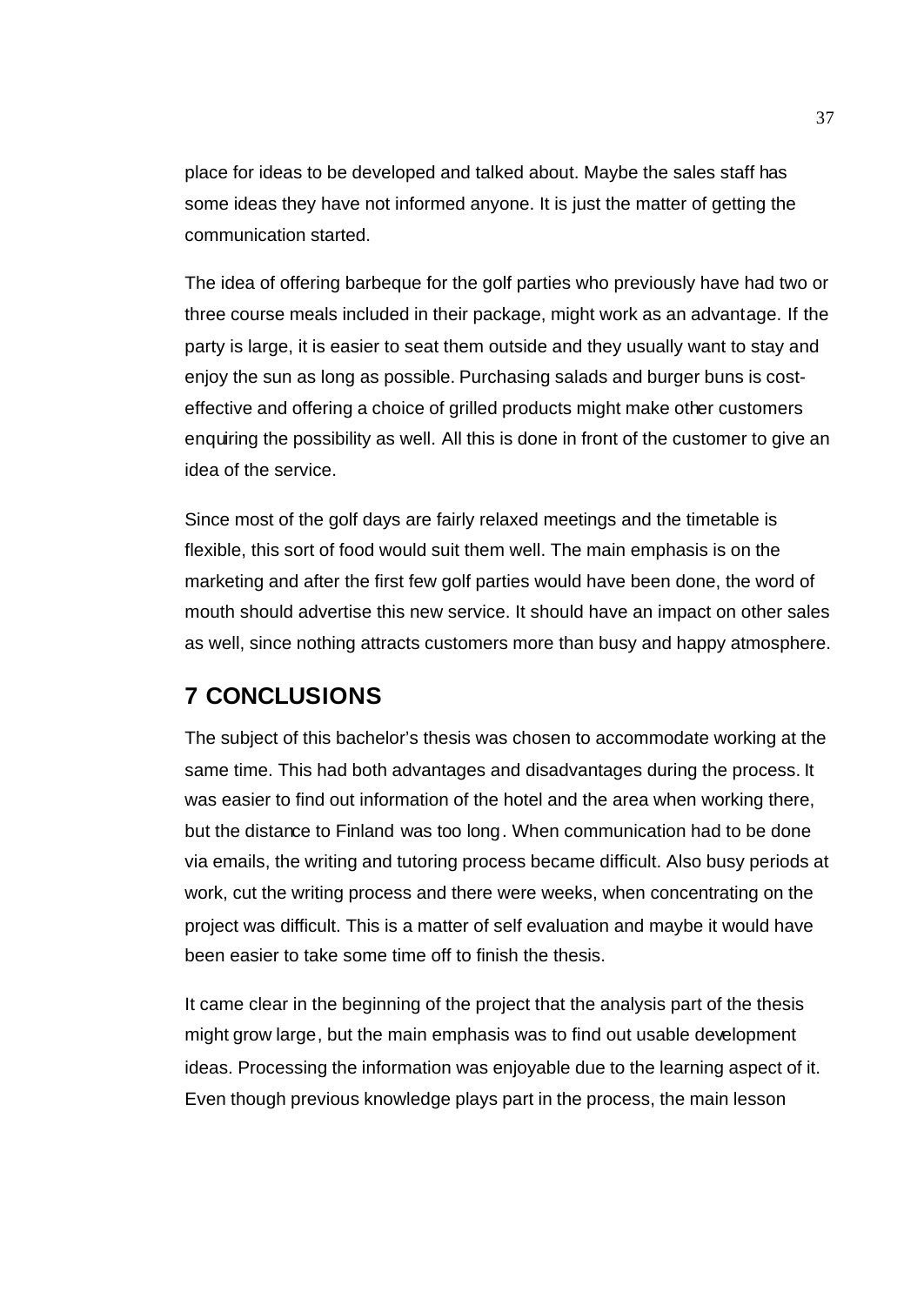place for ideas to be developed and talked about. Maybe the sales staff has some ideas they have not informed anyone. It is just the matter of getting the communication started.

The idea of offering barbeque for the golf parties who previously have had two or three course meals included in their package, might work as an advantage. If the party is large, it is easier to seat them outside and they usually want to stay and enjoy the sun as long as possible. Purchasing salads and burger buns is cost-effective and offering a choice of grilled products might make other customers enquiring the possibility as well. All this is done in front of the customer to give an idea of the service.

Since most of the golf days are fairly relaxed meetings and the timetable is flexible, this sort of food would suit them well. The main emphasis is on the marketing and after the first few golf parties would have been done, the word of mouth should advertise this new service. It should have an impact on other sales as well, since nothing attracts customers more than busy and happy atmosphere.

# 7 CONCLUSIONS

The subject of this bachelor's thesis was chosen to accommodate working at the same time. This had both advantages and disadvantages during the process. It was easier to find out information of the hotel and the area when working there, but the distance to Finland was too long. When communication had to be done via emails, the writing and tutoring process became difficult. Also busy periods at work, cut the writing process and there were weeks, when concentrating on the project was difficult. This is a matter of self evaluation and maybe it would have been easier to take some time off to finish the thesis.

It came clear in the beginning of the project that the analysis part of the thesis might grow large, but the main emphasis was to find out usable development ideas. Processing the information was enjoyable due to the learning aspect of it. Even though previous knowledge plays part in the process, the main lesson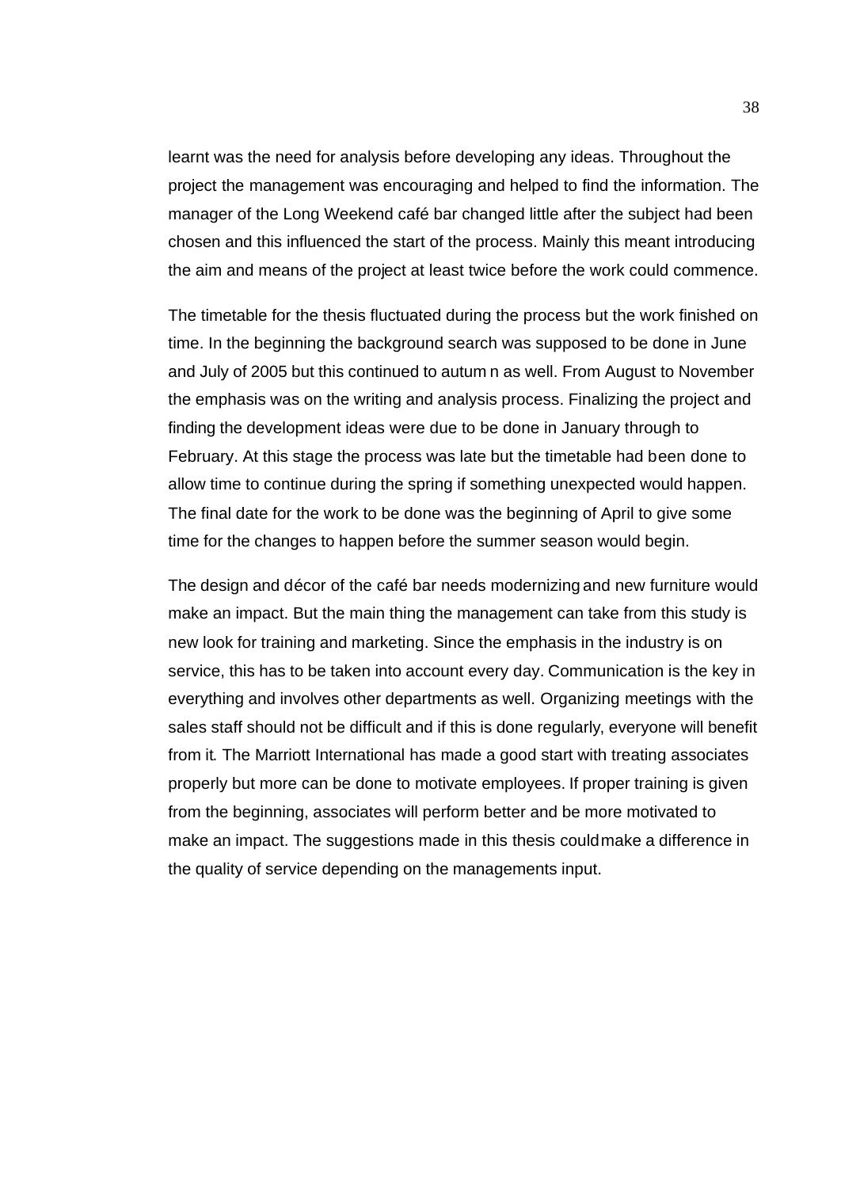learnt was the need for analysis before developing any ideas. Throughout the project the management was encouraging and helped to find the information. The manager of the Long Weekend café bar changed little after the subject had been chosen and this influenced the start of the process. Mainly this meant introducing the aim and means of the project at least twice before the work could commence.

The timetable for the thesis fluctuated during the process but the work finished on time. In the beginning the background search was supposed to be done in June and July of 2005 but this continued to autum n as well. From August to November the emphasis was on the writing and analysis process. Finalizing the project and finding the development ideas were due to be done in January through to February. At this stage the process was late but the timetable had been done to allow time to continue during the spring if something unexpected would happen. The final date for the work to be done was the beginning of April to give some time for the changes to happen before the summer season would begin.

The design and décor of the café bar needs modernizing and new furniture would make an impact. But the main thing the management can take from this study is new look for training and marketing. Since the emphasis in the industry is on service, this has to be taken into account every day. Communication is the key in everything and involves other departments as well. Organizing meetings with the sales staff should not be difficult and if this is done regularly, everyone will benefit from it. The Marriott International has made a good start with treating associates properly but more can be done to motivate employees. If proper training is given from the beginning, associates will perform better and be more motivated to make an impact. The suggestions made in this thesis could make a difference in the quality of service depending on the managements input.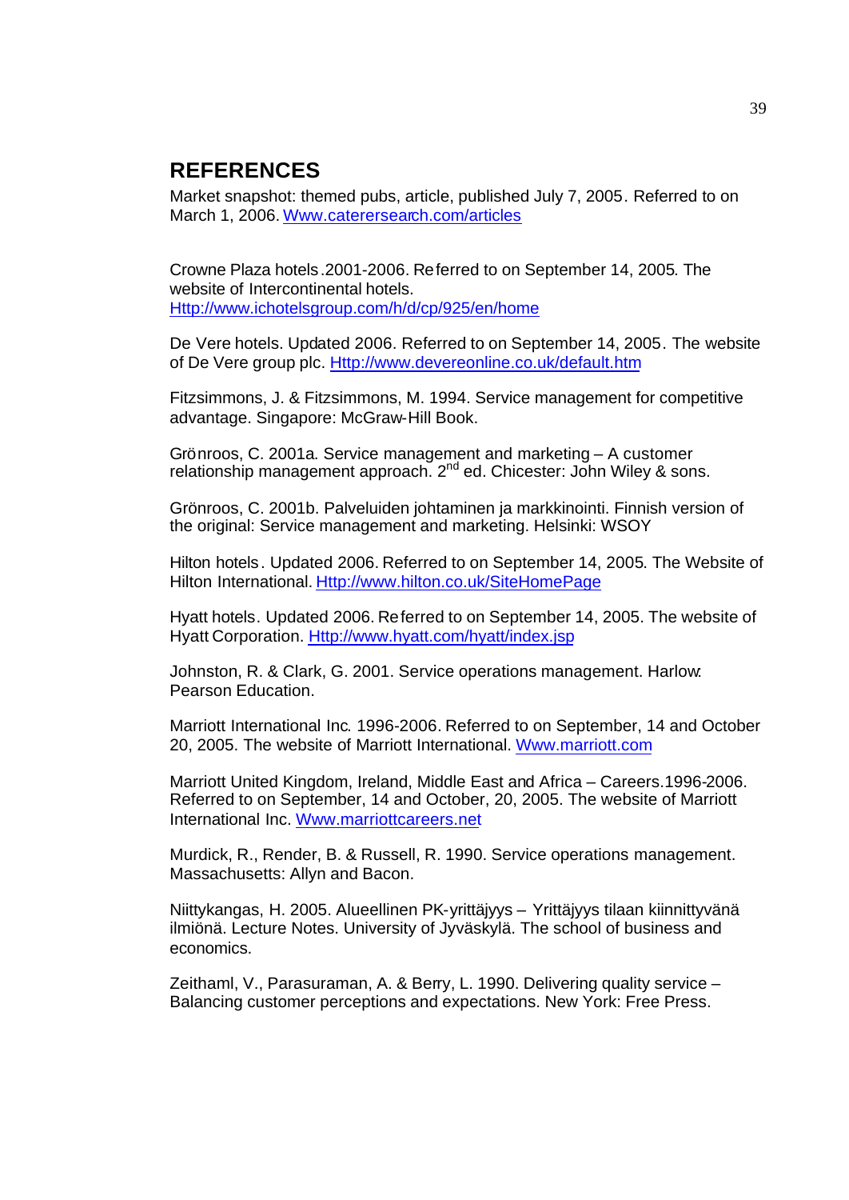## REFERENCES

Market snapshot: themed pubs, article, published July 7, 2005. Referred to on March 1, 2006. Www.caterersearch.com/articles

Crowne Plaza hotels.2001-2006. Referred to on September 14, 2005. The website of Intercontinental hotels. Http://www.ichotelsgroup.com/h/d/cp/925/en/home

De Vere hotels. Updated 2006. Referred to on September 14, 2005. The website of De Vere group plc. Http://www.devereonline.co.uk/default.htm

Fitzsimmons, J. & Fitzsimmons, M. 1994. Service management for competitive advantage. Singapore: McGraw-Hill Book.

Grönroos, C. 2001a. Service management and marketing – A customer relationship management approach. 2nd ed. Chicester: John Wiley & sons.

Grönroos, C. 2001b. Palveluiden johtaminen ja markkinointi. Finnish version of the original: Service management and marketing. Helsinki: WSOY

Hilton hotels. Updated 2006. Referred to on September 14, 2005. The Website of Hilton International. Http://www.hilton.co.uk/SiteHomePage

Hyatt hotels. Updated 2006. Referred to on September 14, 2005. The website of Hyatt Corporation. Http://www.hyatt.com/hyatt/index.jsp

Johnston, R. & Clark, G. 2001. Service operations management. Harlow: Pearson Education.

Marriott International Inc. 1996-2006. Referred to on September, 14 and October 20, 2005. The website of Marriott International. Www.marriott.com

Marriott United Kingdom, Ireland, Middle East and Africa – Careers.1996-2006. Referred to on September, 14 and October, 20, 2005. The website of Marriott International Inc. Www.marriottcareers.net

Murdick, R., Render, B. & Russell, R. 1990. Service operations management. Massachusetts: Allyn and Bacon.

Niittykangas, H. 2005. Alueellinen PK-yrittäjyys – Yrittäjyys tilaan kiinnittyvänä ilmiönä. Lecture Notes. University of Jyväskylä. The school of business and economics.

Zeithaml, V., Parasuraman, A. & Berry, L. 1990. Delivering quality service – Balancing customer perceptions and expectations. New York: Free Press.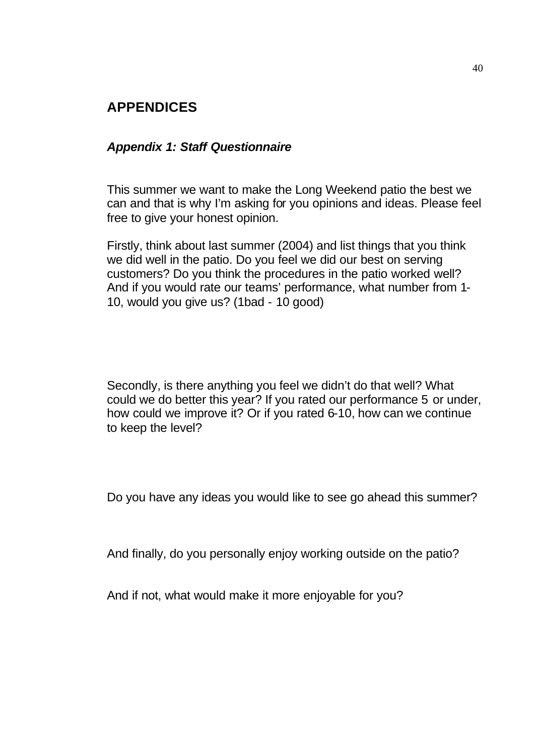# APPENDICES

## *Appendix 1: Staff Questionnaire*

This summer we want to make the Long Weekend patio the best we can and that is why I'm asking for you opinions and ideas. Please feel free to give your honest opinion.

Firstly, think about last summer (2004) and list things that you think we did well in the patio. Do you feel we did our best on serving customers? Do you think the procedures in the patio worked well? And if you would rate our teams' performance, what number from 1-10, would you give us? (1bad - 10 good)

Secondly, is there anything you feel we didn't do that well? What could we do better this year? If you rated our performance 5 or under, how could we improve it? Or if you rated 6-10, how can we continue to keep the level?

Do you have any ideas you would like to see go ahead this summer?

And finally, do you personally enjoy working outside on the patio?

And if not, what would make it more enjoyable for you?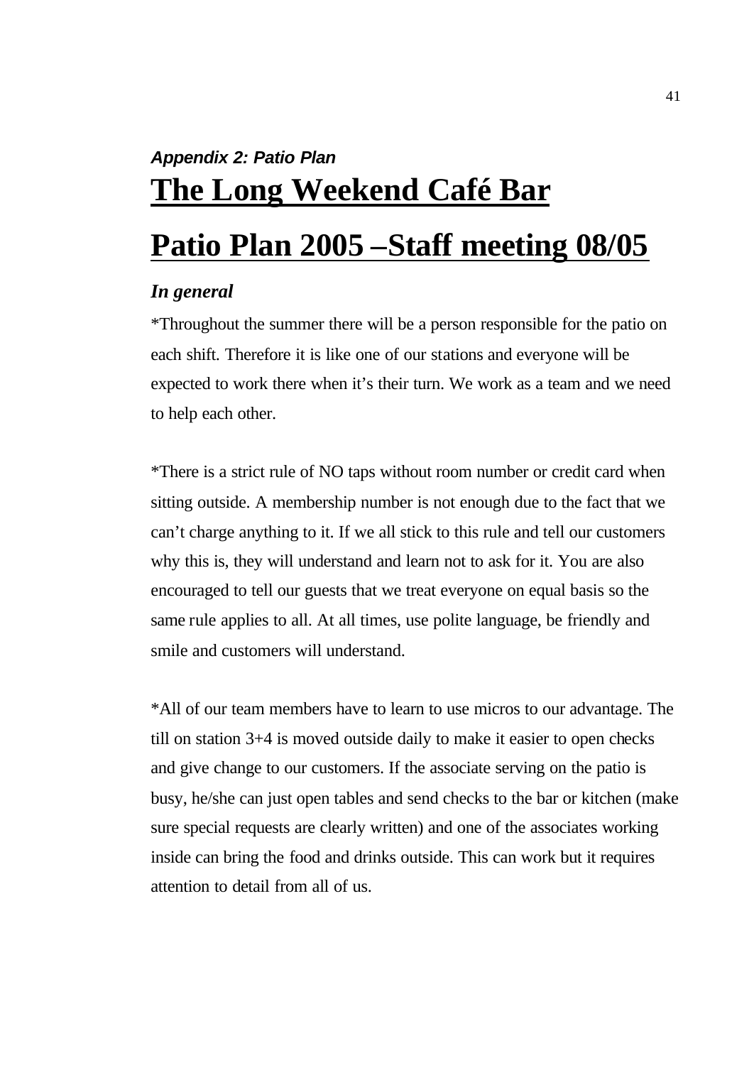***Appendix 2: Patio Plan***

# The Long Weekend Café Bar

# Patio Plan 2005 –Staff meeting 08/05

***In general***

*Throughout the summer there will be a person responsible for the patio on each shift. Therefore it is like one of our stations and everyone will be expected to work there when it's their turn. We work as a team and we need to help each other.

*There is a strict rule of NO taps without room number or credit card when sitting outside. A membership number is not enough due to the fact that we can't charge anything to it. If we all stick to this rule and tell our customers why this is, they will understand and learn not to ask for it. You are also encouraged to tell our guests that we treat everyone on equal basis so the same rule applies to all. At all times, use polite language, be friendly and smile and customers will understand.

*All of our team members have to learn to use micros to our advantage. The till on station 3+4 is moved outside daily to make it easier to open checks and give change to our customers. If the associate serving on the patio is busy, he/she can just open tables and send checks to the bar or kitchen (make sure special requests are clearly written) and one of the associates working inside can bring the food and drinks outside. This can work but it requires attention to detail from all of us.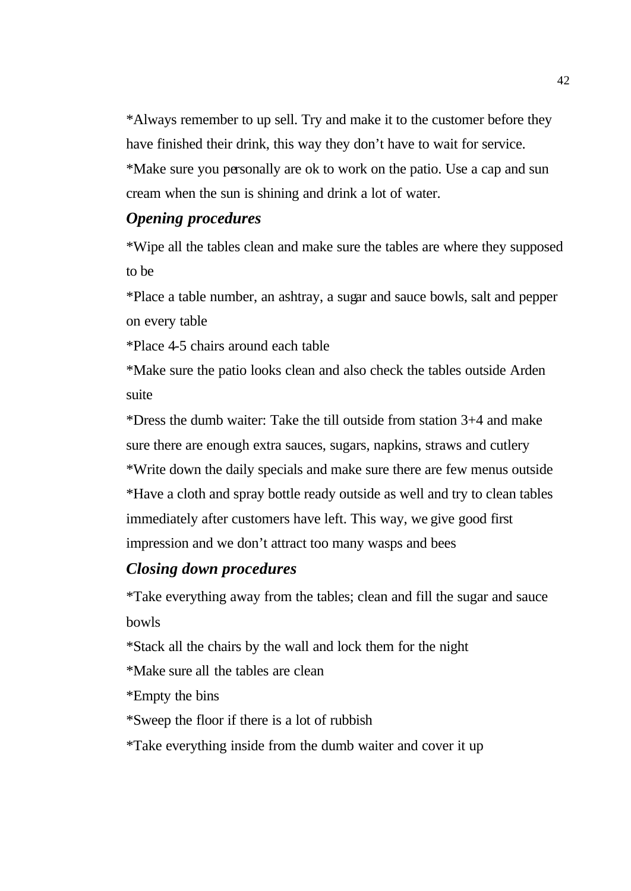*Always remember to up sell. Try and make it to the customer before they have finished their drink, this way they don't have to wait for service.
*Make sure you personally are ok to work on the patio. Use a cap and sun cream when the sun is shining and drink a lot of water.

### *Opening procedures*

*Wipe all the tables clean and make sure the tables are where they supposed to be
*Place a table number, an ashtray, a sugar and sauce bowls, salt and pepper on every table
*Place 4-5 chairs around each table
*Make sure the patio looks clean and also check the tables outside Arden suite
*Dress the dumb waiter: Take the till outside from station 3+4 and make sure there are enough extra sauces, sugars, napkins, straws and cutlery
*Write down the daily specials and make sure there are few menus outside
*Have a cloth and spray bottle ready outside as well and try to clean tables immediately after customers have left. This way, we give good first impression and we don't attract too many wasps and bees

### *Closing down procedures*

*Take everything away from the tables; clean and fill the sugar and sauce bowls
*Stack all the chairs by the wall and lock them for the night
*Make sure all the tables are clean
*Empty the bins
*Sweep the floor if there is a lot of rubbish
*Take everything inside from the dumb waiter and cover it up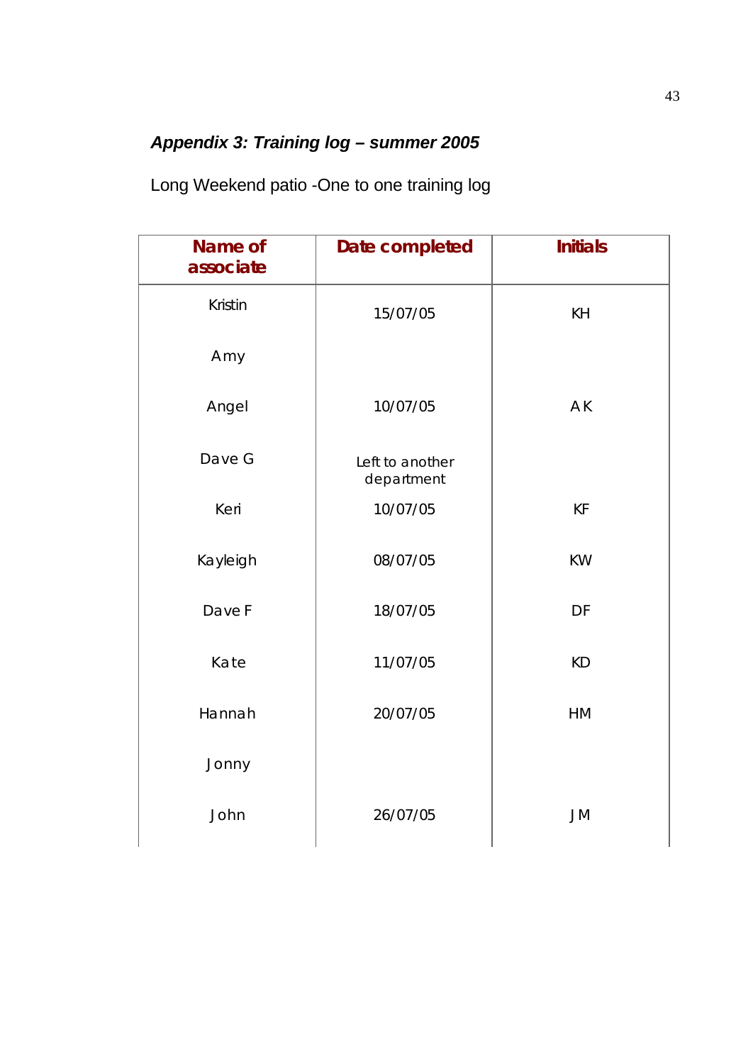### *Appendix 3: Training log – summer 2005*

Long Weekend patio -One to one training log

| Name of associate | Date completed | Initials |
|---|---|---|
| Kristin | 15/07/05 | KH |
| Amy | | |
| Angel | 10/07/05 | AK |
| Dave G | Left to another department | |
| Keri | 10/07/05 | KF |
| Kayleigh | 08/07/05 | KW |
| Dave F | 18/07/05 | DF |
| Kate | 11/07/05 | KD |
| Hannah | 20/07/05 | HM |
| Jonny | | |
| John | 26/07/05 | JM |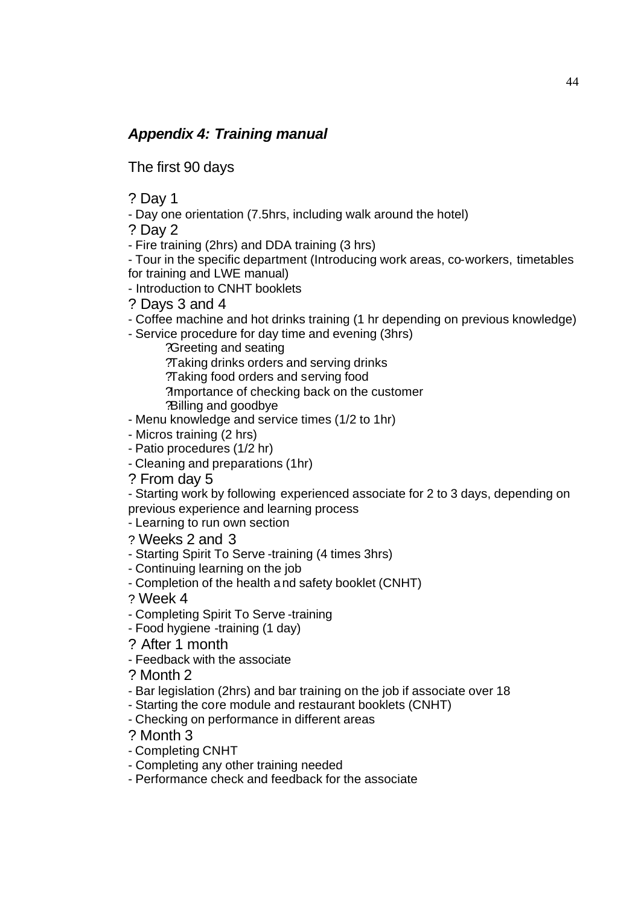### *Appendix 4: Training manual*

The first 90 days

? Day 1

- Day one orientation (7.5hrs, including walk around the hotel)

? Day 2

- Fire training (2hrs) and DDA training (3 hrs)
- Tour in the specific department (Introducing work areas, co-workers, timetables for training and LWE manual)
- Introduction to CNHT booklets

? Days 3 and 4

- Coffee machine and hot drinks training (1 hr depending on previous knowledge)
- Service procedure for day time and evening (3hrs)
    - ?Greeting and seating
    - ?Taking drinks orders and serving drinks
    - ?Taking food orders and serving food
    - ?Importance of checking back on the customer
    - ?Billing and goodbye
- Menu knowledge and service times (1/2 to 1hr)
- Micros training (2 hrs)
- Patio procedures (1/2 hr)
- Cleaning and preparations (1hr)

? From day 5

- Starting work by following experienced associate for 2 to 3 days, depending on previous experience and learning process
- Learning to run own section

? Weeks 2 and 3

- Starting Spirit To Serve -training (4 times 3hrs)
- Continuing learning on the job
- Completion of the health and safety booklet (CNHT)

? Week 4

- Completing Spirit To Serve -training
- Food hygiene -training (1 day)

? After 1 month

- Feedback with the associate

? Month 2

- Bar legislation (2hrs) and bar training on the job if associate over 18
- Starting the core module and restaurant booklets (CNHT)
- Checking on performance in different areas

? Month 3

- Completing CNHT
- Completing any other training needed
- Performance check and feedback for the associate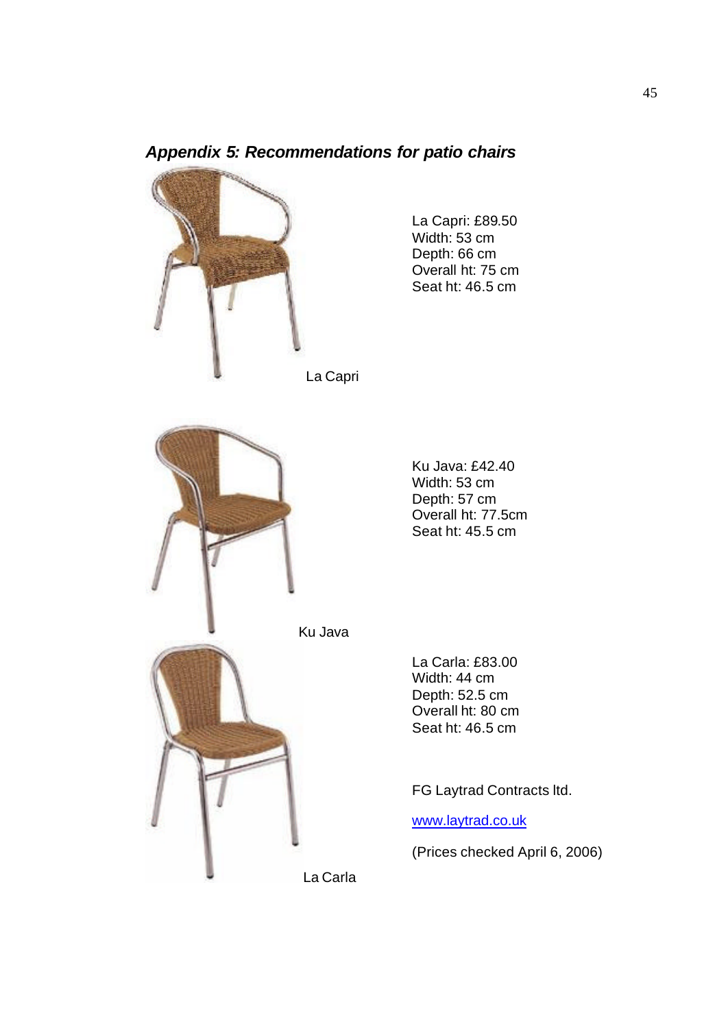## *Appendix 5: Recommendations for patio chairs*

La Capri: £89.50
Width: 53 cm
Depth: 66 cm
Overall ht: 75 cm
Seat ht: 46.5 cm

La Capri

Ku Java: £42.40
Width: 53 cm
Depth: 57 cm
Overall ht: 77.5cm
Seat ht: 45.5 cm

Ku Java

La Carla: £83.00
Width: 44 cm
Depth: 52.5 cm
Overall ht: 80 cm
Seat ht: 46.5 cm

FG Laytrad Contracts ltd.

www.laytrad.co.uk

(Prices checked April 6, 2006)

La Carla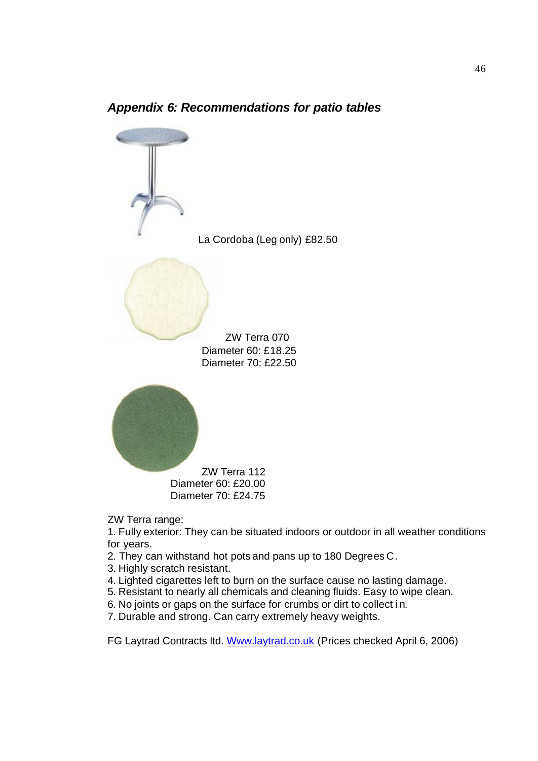## *Appendix 6: Recommendations for patio tables*

La Cordoba (Leg only) £82.50

ZW Terra 070
Diameter 60: £18.25
Diameter 70: £22.50

ZW Terra 112
Diameter 60: £20.00
Diameter 70: £24.75

ZW Terra range:

1. Fully exterior: They can be situated indoors or outdoor in all weather conditions for years.
2. They can withstand hot pots and pans up to 180 Degrees C.
3. Highly scratch resistant.
4. Lighted cigarettes left to burn on the surface cause no lasting damage.
5. Resistant to nearly all chemicals and cleaning fluids. Easy to wipe clean.
6. No joints or gaps on the surface for crumbs or dirt to collect in.
7. Durable and strong. Can carry extremely heavy weights.

FG Laytrad Contracts ltd. Www.laytrad.co.uk (Prices checked April 6, 2006)